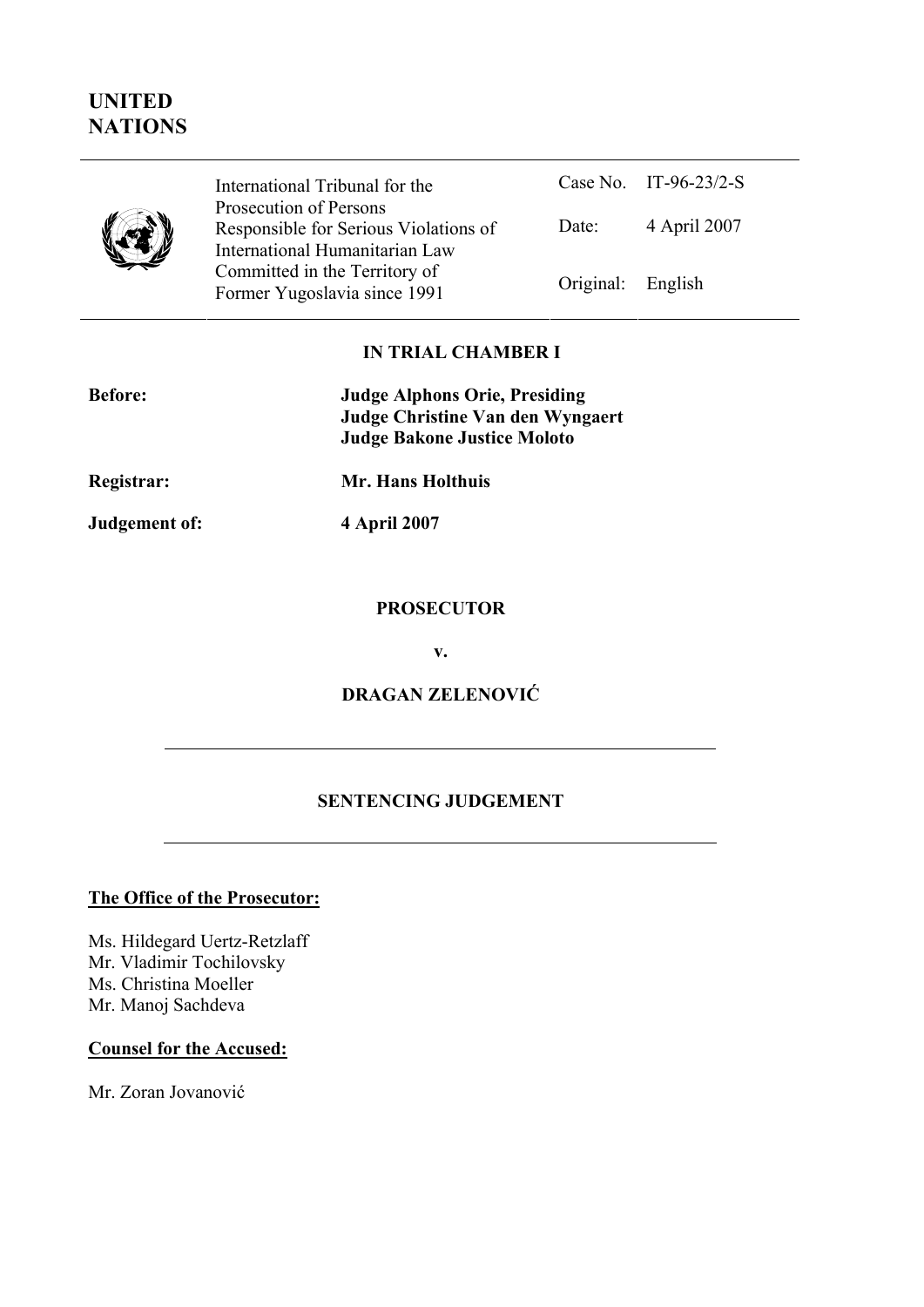**UNITED NATIONS**

| | International Tribunal for the Prosecution of Persons Responsible for Serious Violations of International Humanitarian Law Committed in the Territory of Former Yugoslavia since 1991 | Case No. | IT-96-23/2-S |
|---|---|---|---|
| | | Date: | 4 April 2007 |
| | | Original: | English |

**IN TRIAL CHAMBER I**

**Before:** **Judge Alphons Orie, Presiding**
**Judge Christine Van den Wyngaert**
**Judge Bakone Justice Moloto**

**Registrar:** **Mr. Hans Holthuis**

**Judgement of:** **4 April 2007**

**PROSECUTOR**

**v.**

**DRAGAN ZELENOVIĆ**

**SENTENCING JUDGEMENT**

**The Office of the Prosecutor:**

Ms. Hildegard Uertz-Retzlaff
Mr. Vladimir Tochilovsky
Ms. Christina Moeller
Mr. Manoj Sachdeva

**Counsel for the Accused:**

Mr. Zoran Jovanović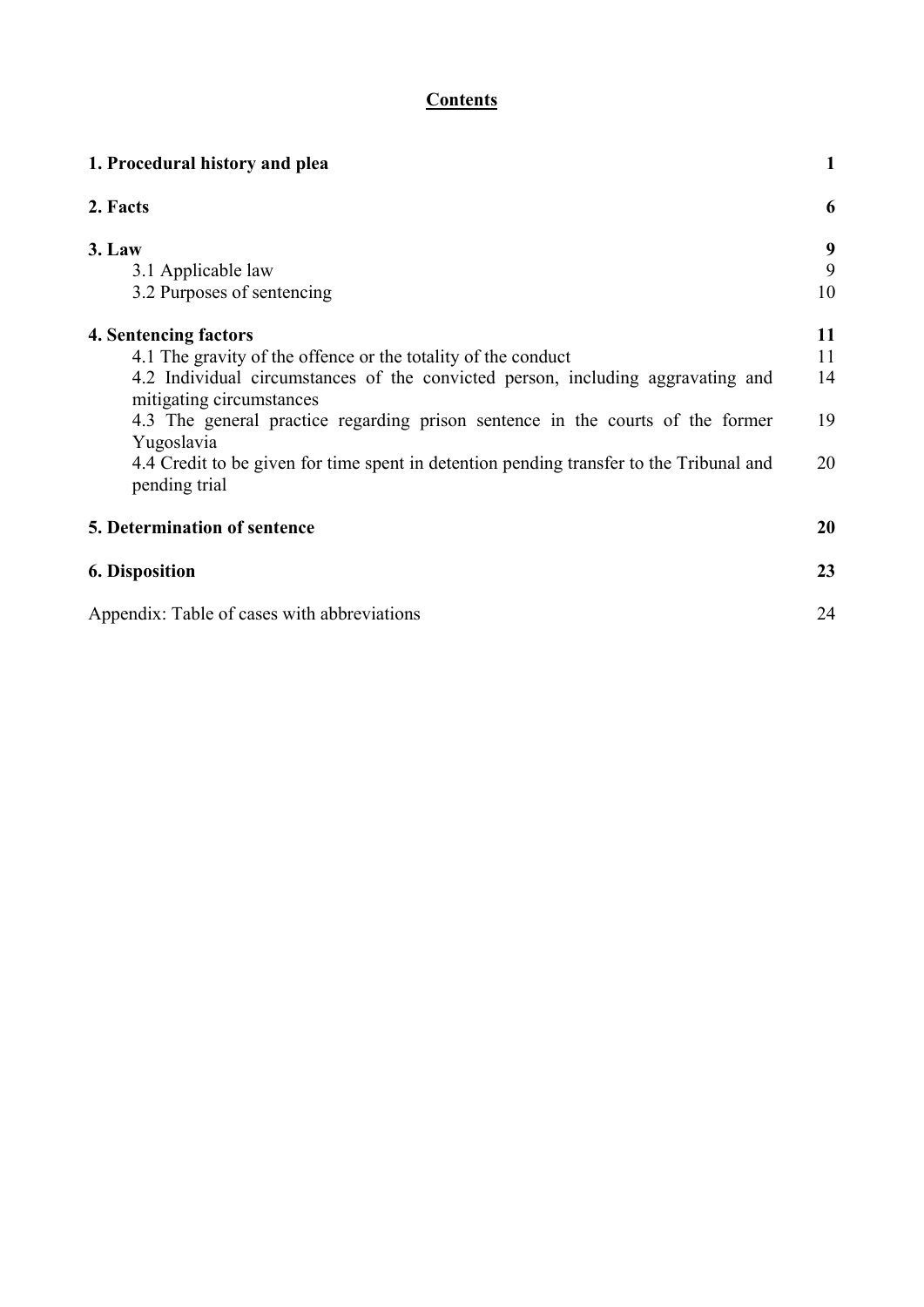**Contents**

| | |
|---|---|
| **1. Procedural history and plea** | **1** |
| **2. Facts** | **6** |
| **3. Law** | **9** |
| 3.1 Applicable law | 9 |
| 3.2 Purposes of sentencing | 10 |
| **4. Sentencing factors** | **11** |
| 4.1 The gravity of the offence or the totality of the conduct | 11 |
| 4.2 Individual circumstances of the convicted person, including aggravating and mitigating circumstances | 14 |
| 4.3 The general practice regarding prison sentence in the courts of the former Yugoslavia | 19 |
| 4.4 Credit to be given for time spent in detention pending transfer to the Tribunal and pending trial | 20 |
| **5. Determination of sentence** | **20** |
| **6. Disposition** | **23** |
| Appendix: Table of cases with abbreviations | 24 |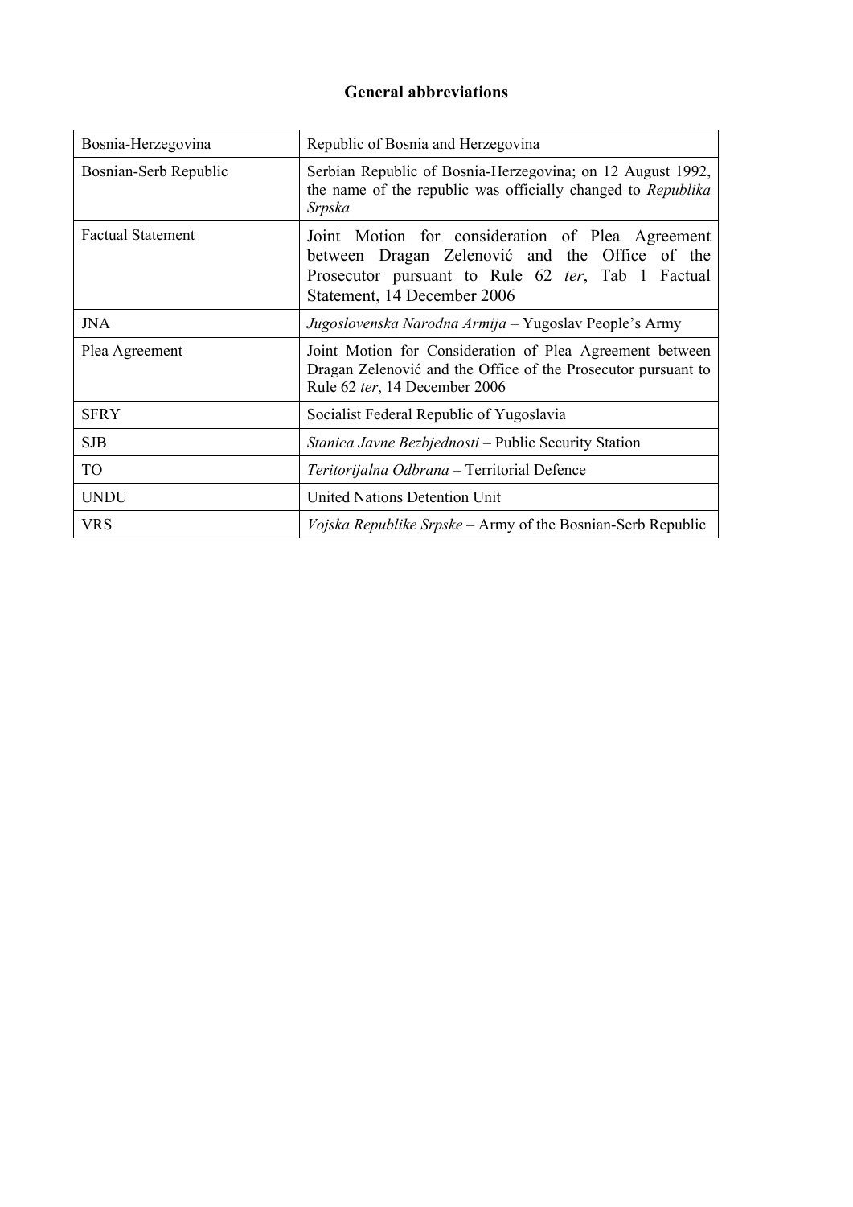## General abbreviations

| | |
|---|---|
| Bosnia-Herzegovina | Republic of Bosnia and Herzegovina |
| Bosnian-Serb Republic | Serbian Republic of Bosnia-Herzegovina; on 12 August 1992, the name of the republic was officially changed to *Republika Srpska* |
| Factual Statement | Joint Motion for consideration of Plea Agreement between Dragan Zelenović and the Office of the Prosecutor pursuant to Rule 62 *ter*, Tab 1 Factual Statement, 14 December 2006 |
| JNA | *Jugoslovenska Narodna Armija* – Yugoslav People's Army |
| Plea Agreement | Joint Motion for Consideration of Plea Agreement between Dragan Zelenović and the Office of the Prosecutor pursuant to Rule 62 *ter*, 14 December 2006 |
| SFRY | Socialist Federal Republic of Yugoslavia |
| SJB | *Stanica Javne Bezbjednosti* – Public Security Station |
| TO | *Teritorijalna Odbrana* – Territorial Defence |
| UNDU | United Nations Detention Unit |
| VRS | *Vojska Republike Srpske* – Army of the Bosnian-Serb Republic |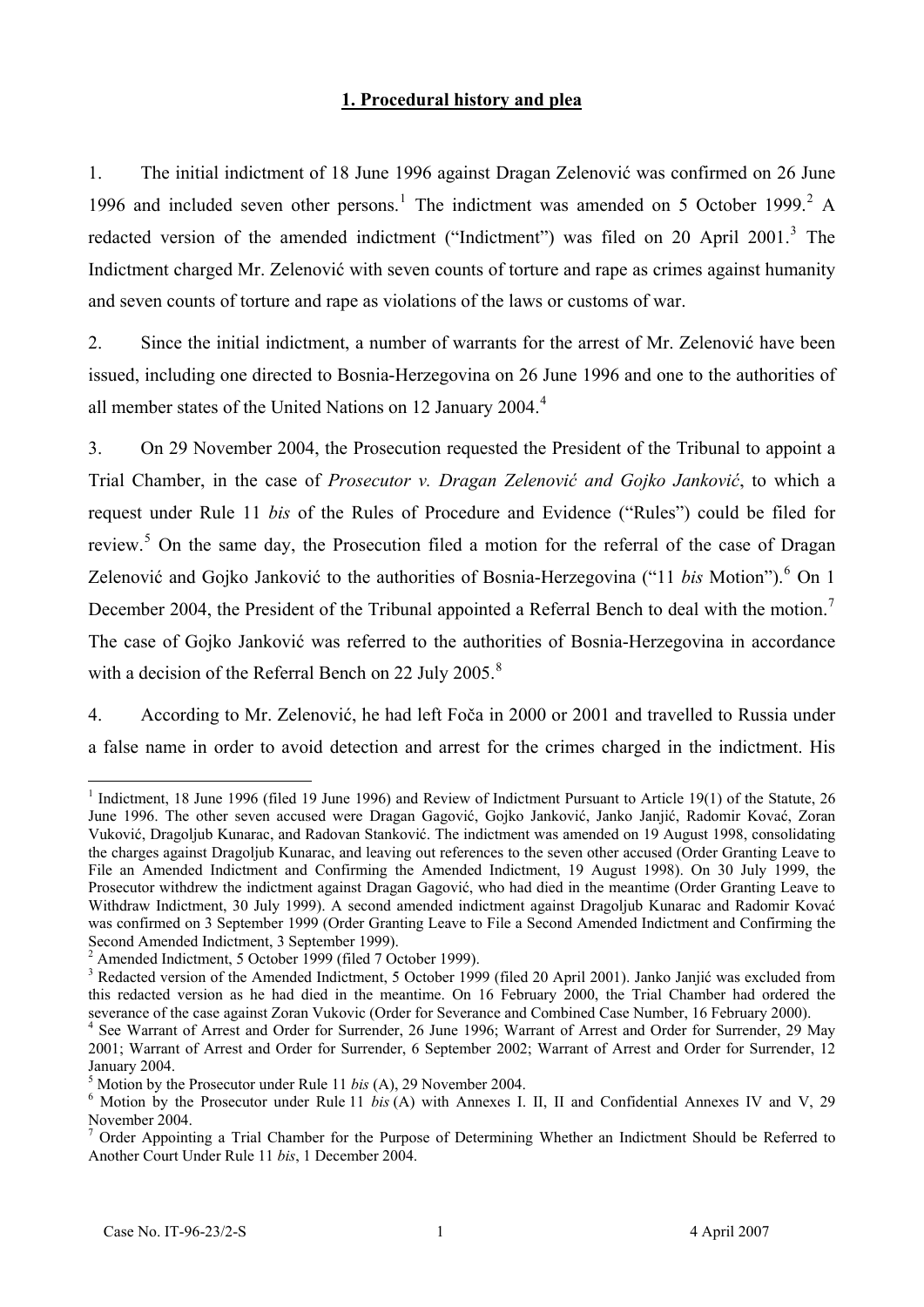## 1. Procedural history and plea

1. The initial indictment of 18 June 1996 against Dragan Zelenović was confirmed on 26 June 1996 and included seven other persons.[1] The indictment was amended on 5 October 1999.[2] A redacted version of the amended indictment ("Indictment") was filed on 20 April 2001.[3] The Indictment charged Mr. Zelenović with seven counts of torture and rape as crimes against humanity and seven counts of torture and rape as violations of the laws or customs of war.

2. Since the initial indictment, a number of warrants for the arrest of Mr. Zelenović have been issued, including one directed to Bosnia-Herzegovina on 26 June 1996 and one to the authorities of all member states of the United Nations on 12 January 2004.[4]

3. On 29 November 2004, the Prosecution requested the President of the Tribunal to appoint a Trial Chamber, in the case of *Prosecutor v. Dragan Zelenović and Gojko Janković*, to which a request under Rule 11 *bis* of the Rules of Procedure and Evidence ("Rules") could be filed for review.[5] On the same day, the Prosecution filed a motion for the referral of the case of Dragan Zelenović and Gojko Janković to the authorities of Bosnia-Herzegovina ("11 *bis* Motion").[6] On 1 December 2004, the President of the Tribunal appointed a Referral Bench to deal with the motion.[7] The case of Gojko Janković was referred to the authorities of Bosnia-Herzegovina in accordance with a decision of the Referral Bench on 22 July 2005.[8]

4. According to Mr. Zelenović, he had left Foča in 2000 or 2001 and travelled to Russia under a false name in order to avoid detection and arrest for the crimes charged in the indictment. His

---

[1] Indictment, 18 June 1996 (filed 19 June 1996) and Review of Indictment Pursuant to Article 19(1) of the Statute, 26 June 1996. The other seven accused were Dragan Gagović, Gojko Janković, Janko Janjić, Radomir Kovać, Zoran Vuković, Dragoljub Kunarac, and Radovan Stanković. The indictment was amended on 19 August 1998, consolidating the charges against Dragoljub Kunarac, and leaving out references to the seven other accused (Order Granting Leave to File an Amended Indictment and Confirming the Amended Indictment, 19 August 1998). On 30 July 1999, the Prosecutor withdrew the indictment against Dragan Gagović, who had died in the meantime (Order Granting Leave to Withdraw Indictment, 30 July 1999). A second amended indictment against Dragoljub Kunarac and Radomir Kovać was confirmed on 3 September 1999 (Order Granting Leave to File a Second Amended Indictment and Confirming the Second Amended Indictment, 3 September 1999).

[2] Amended Indictment, 5 October 1999 (filed 7 October 1999).

[3] Redacted version of the Amended Indictment, 5 October 1999 (filed 20 April 2001). Janko Janjić was excluded from this redacted version as he had died in the meantime. On 16 February 2000, the Trial Chamber had ordered the severance of the case against Zoran Vukovic (Order for Severance and Combined Case Number, 16 February 2000).

[4] See Warrant of Arrest and Order for Surrender, 26 June 1996; Warrant of Arrest and Order for Surrender, 29 May 2001; Warrant of Arrest and Order for Surrender, 6 September 2002; Warrant of Arrest and Order for Surrender, 12 January 2004.

[5] Motion by the Prosecutor under Rule 11 *bis* (A), 29 November 2004.

[6] Motion by the Prosecutor under Rule 11 *bis* (A) with Annexes I. II, II and Confidential Annexes IV and V, 29 November 2004.

[7] Order Appointing a Trial Chamber for the Purpose of Determining Whether an Indictment Should be Referred to Another Court Under Rule 11 *bis*, 1 December 2004.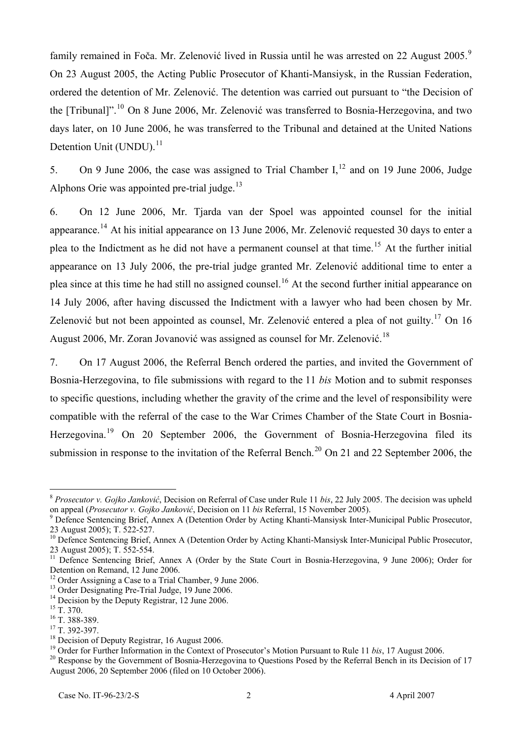family remained in Foča. Mr. Zelenović lived in Russia until he was arrested on 22 August 2005.[9] On 23 August 2005, the Acting Public Prosecutor of Khanti-Mansiysk, in the Russian Federation, ordered the detention of Mr. Zelenović. The detention was carried out pursuant to "the Decision of the [Tribunal]".[10] On 8 June 2006, Mr. Zelenović was transferred to Bosnia-Herzegovina, and two days later, on 10 June 2006, he was transferred to the Tribunal and detained at the United Nations Detention Unit (UNDU).[11]

5. On 9 June 2006, the case was assigned to Trial Chamber I,[12] and on 19 June 2006, Judge Alphons Orie was appointed pre-trial judge.[13]

6. On 12 June 2006, Mr. Tjarda van der Spoel was appointed counsel for the initial appearance.[14] At his initial appearance on 13 June 2006, Mr. Zelenović requested 30 days to enter a plea to the Indictment as he did not have a permanent counsel at that time.[15] At the further initial appearance on 13 July 2006, the pre-trial judge granted Mr. Zelenović additional time to enter a plea since at this time he had still no assigned counsel.[16] At the second further initial appearance on 14 July 2006, after having discussed the Indictment with a lawyer who had been chosen by Mr. Zelenović but not been appointed as counsel, Mr. Zelenović entered a plea of not guilty.[17] On 16 August 2006, Mr. Zoran Jovanović was assigned as counsel for Mr. Zelenović.[18]

7. On 17 August 2006, the Referral Bench ordered the parties, and invited the Government of Bosnia-Herzegovina, to file submissions with regard to the 11 *bis* Motion and to submit responses to specific questions, including whether the gravity of the crime and the level of responsibility were compatible with the referral of the case to the War Crimes Chamber of the State Court in Bosnia-Herzegovina.[19] On 20 September 2006, the Government of Bosnia-Herzegovina filed its submission in response to the invitation of the Referral Bench.[20] On 21 and 22 September 2006, the

---

[8] *Prosecutor v. Gojko Janković*, Decision on Referral of Case under Rule 11 *bis*, 22 July 2005. The decision was upheld on appeal (*Prosecutor v. Gojko Janković*, Decision on 11 *bis* Referral, 15 November 2005).

[9] Defence Sentencing Brief, Annex A (Detention Order by Acting Khanti-Mansiysk Inter-Municipal Public Prosecutor, 23 August 2005); T. 522-527.

[10] Defence Sentencing Brief, Annex A (Detention Order by Acting Khanti-Mansiysk Inter-Municipal Public Prosecutor, 23 August 2005); T. 552-554.

[11] Defence Sentencing Brief, Annex A (Order by the State Court in Bosnia-Herzegovina, 9 June 2006); Order for Detention on Remand, 12 June 2006.

[12] Order Assigning a Case to a Trial Chamber, 9 June 2006.

[13] Order Designating Pre-Trial Judge, 19 June 2006.

[14] Decision by the Deputy Registrar, 12 June 2006.

[15] T. 370.

[16] T. 388-389.

[17] T. 392-397.

[18] Decision of Deputy Registrar, 16 August 2006.

[19] Order for Further Information in the Context of Prosecutor's Motion Pursuant to Rule 11 *bis*, 17 August 2006.

[20] Response by the Government of Bosnia-Herzegovina to Questions Posed by the Referral Bench in its Decision of 17 August 2006, 20 September 2006 (filed on 10 October 2006).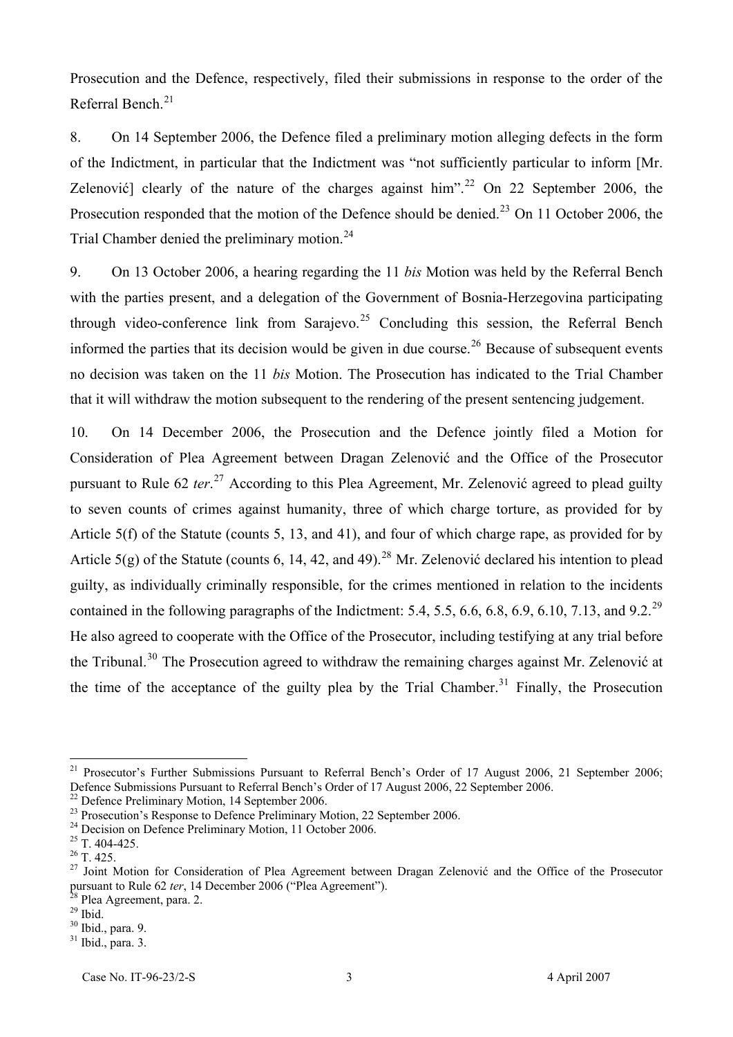Prosecution and the Defence, respectively, filed their submissions in response to the order of the Referral Bench.[21]

8. On 14 September 2006, the Defence filed a preliminary motion alleging defects in the form of the Indictment, in particular that the Indictment was "not sufficiently particular to inform [Mr. Zelenović] clearly of the nature of the charges against him".[22] On 22 September 2006, the Prosecution responded that the motion of the Defence should be denied.[23] On 11 October 2006, the Trial Chamber denied the preliminary motion.[24]

9. On 13 October 2006, a hearing regarding the 11 *bis* Motion was held by the Referral Bench with the parties present, and a delegation of the Government of Bosnia-Herzegovina participating through video-conference link from Sarajevo.[25] Concluding this session, the Referral Bench informed the parties that its decision would be given in due course.[26] Because of subsequent events no decision was taken on the 11 *bis* Motion. The Prosecution has indicated to the Trial Chamber that it will withdraw the motion subsequent to the rendering of the present sentencing judgement.

10. On 14 December 2006, the Prosecution and the Defence jointly filed a Motion for Consideration of Plea Agreement between Dragan Zelenović and the Office of the Prosecutor pursuant to Rule 62 *ter*.[27] According to this Plea Agreement, Mr. Zelenović agreed to plead guilty to seven counts of crimes against humanity, three of which charge torture, as provided for by Article 5(f) of the Statute (counts 5, 13, and 41), and four of which charge rape, as provided for by Article 5(g) of the Statute (counts 6, 14, 42, and 49).[28] Mr. Zelenović declared his intention to plead guilty, as individually criminally responsible, for the crimes mentioned in relation to the incidents contained in the following paragraphs of the Indictment: 5.4, 5.5, 6.6, 6.8, 6.9, 6.10, 7.13, and 9.2.[29] He also agreed to cooperate with the Office of the Prosecutor, including testifying at any trial before the Tribunal.[30] The Prosecution agreed to withdraw the remaining charges against Mr. Zelenović at the time of the acceptance of the guilty plea by the Trial Chamber.[31] Finally, the Prosecution

---

[21] Prosecutor's Further Submissions Pursuant to Referral Bench's Order of 17 August 2006, 21 September 2006; Defence Submissions Pursuant to Referral Bench's Order of 17 August 2006, 22 September 2006.

[22] Defence Preliminary Motion, 14 September 2006.

[23] Prosecution's Response to Defence Preliminary Motion, 22 September 2006.

[24] Decision on Defence Preliminary Motion, 11 October 2006.

[25] T. 404-425.

[26] T. 425.

[27] Joint Motion for Consideration of Plea Agreement between Dragan Zelenović and the Office of the Prosecutor pursuant to Rule 62 *ter*, 14 December 2006 ("Plea Agreement").

[28] Plea Agreement, para. 2.

[29] Ibid.

[30] Ibid., para. 9.

[31] Ibid., para. 3.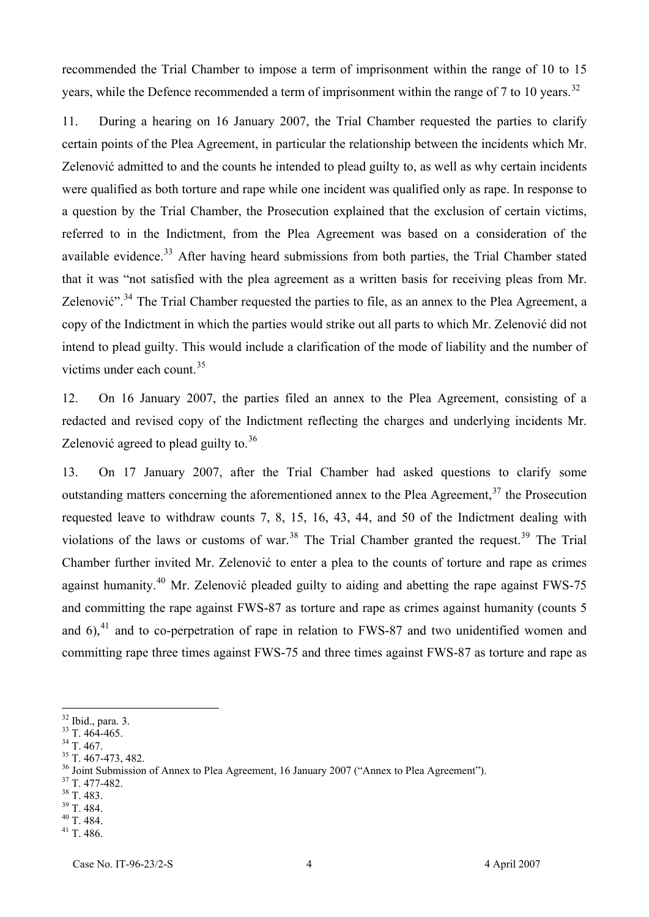recommended the Trial Chamber to impose a term of imprisonment within the range of 10 to 15 years, while the Defence recommended a term of imprisonment within the range of 7 to 10 years.[32]

11. During a hearing on 16 January 2007, the Trial Chamber requested the parties to clarify certain points of the Plea Agreement, in particular the relationship between the incidents which Mr. Zelenović admitted to and the counts he intended to plead guilty to, as well as why certain incidents were qualified as both torture and rape while one incident was qualified only as rape. In response to a question by the Trial Chamber, the Prosecution explained that the exclusion of certain victims, referred to in the Indictment, from the Plea Agreement was based on a consideration of the available evidence.[33] After having heard submissions from both parties, the Trial Chamber stated that it was "not satisfied with the plea agreement as a written basis for receiving pleas from Mr. Zelenović".[34] The Trial Chamber requested the parties to file, as an annex to the Plea Agreement, a copy of the Indictment in which the parties would strike out all parts to which Mr. Zelenović did not intend to plead guilty. This would include a clarification of the mode of liability and the number of victims under each count.[35]

12. On 16 January 2007, the parties filed an annex to the Plea Agreement, consisting of a redacted and revised copy of the Indictment reflecting the charges and underlying incidents Mr. Zelenović agreed to plead guilty to.[36]

13. On 17 January 2007, after the Trial Chamber had asked questions to clarify some outstanding matters concerning the aforementioned annex to the Plea Agreement,[37] the Prosecution requested leave to withdraw counts 7, 8, 15, 16, 43, 44, and 50 of the Indictment dealing with violations of the laws or customs of war.[38] The Trial Chamber granted the request.[39] The Trial Chamber further invited Mr. Zelenović to enter a plea to the counts of torture and rape as crimes against humanity.[40] Mr. Zelenović pleaded guilty to aiding and abetting the rape against FWS-75 and committing the rape against FWS-87 as torture and rape as crimes against humanity (counts 5 and 6),[41] and to co-perpetration of rape in relation to FWS-87 and two unidentified women and committing rape three times against FWS-75 and three times against FWS-87 as torture and rape as

---

[32] Ibid., para. 3.
[33] T. 464-465.
[34] T. 467.
[35] T. 467-473, 482.
[36] Joint Submission of Annex to Plea Agreement, 16 January 2007 ("Annex to Plea Agreement").
[37] T. 477-482.
[38] T. 483.
[39] T. 484.
[40] T. 484.
[41] T. 486.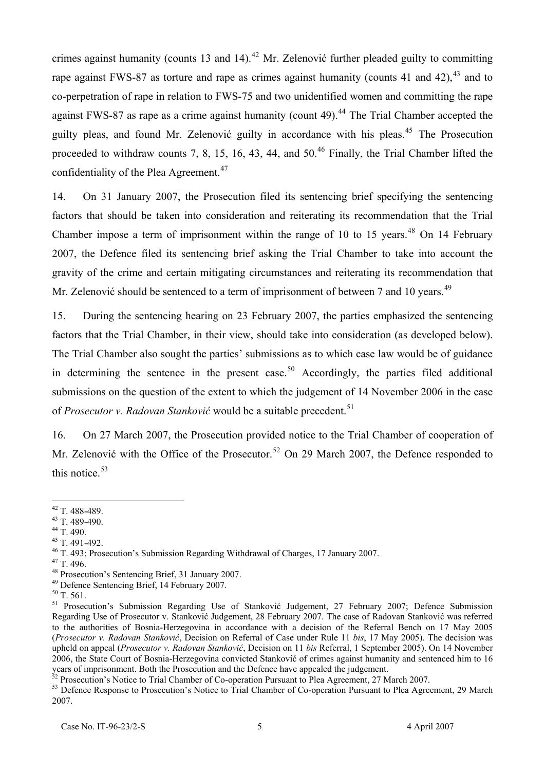crimes against humanity (counts 13 and 14).[42] Mr. Zelenović further pleaded guilty to committing rape against FWS-87 as torture and rape as crimes against humanity (counts 41 and 42),[43] and to co-perpetration of rape in relation to FWS-75 and two unidentified women and committing the rape against FWS-87 as rape as a crime against humanity (count 49).[44] The Trial Chamber accepted the guilty pleas, and found Mr. Zelenović guilty in accordance with his pleas.[45] The Prosecution proceeded to withdraw counts 7, 8, 15, 16, 43, 44, and 50.[46] Finally, the Trial Chamber lifted the confidentiality of the Plea Agreement.[47]

14. On 31 January 2007, the Prosecution filed its sentencing brief specifying the sentencing factors that should be taken into consideration and reiterating its recommendation that the Trial Chamber impose a term of imprisonment within the range of 10 to 15 years.[48] On 14 February 2007, the Defence filed its sentencing brief asking the Trial Chamber to take into account the gravity of the crime and certain mitigating circumstances and reiterating its recommendation that Mr. Zelenović should be sentenced to a term of imprisonment of between 7 and 10 years.[49]

15. During the sentencing hearing on 23 February 2007, the parties emphasized the sentencing factors that the Trial Chamber, in their view, should take into consideration (as developed below). The Trial Chamber also sought the parties' submissions as to which case law would be of guidance in determining the sentence in the present case.[50] Accordingly, the parties filed additional submissions on the question of the extent to which the judgement of 14 November 2006 in the case of *Prosecutor v. Radovan Stanković* would be a suitable precedent.[51]

16. On 27 March 2007, the Prosecution provided notice to the Trial Chamber of cooperation of Mr. Zelenović with the Office of the Prosecutor.[52] On 29 March 2007, the Defence responded to this notice.[53]

---

[42] T. 488-489.

[43] T. 489-490.

[44] T. 490.

[45] T. 491-492.

[46] T. 493; Prosecution's Submission Regarding Withdrawal of Charges, 17 January 2007.

[47] T. 496.

[48] Prosecution's Sentencing Brief, 31 January 2007.

[49] Defence Sentencing Brief, 14 February 2007.

[50] T. 561.

[51] Prosecution's Submission Regarding Use of Stanković Judgement, 27 February 2007; Defence Submission Regarding Use of Prosecutor v. Stanković Judgement, 28 February 2007. The case of Radovan Stanković was referred to the authorities of Bosnia-Herzegovina in accordance with a decision of the Referral Bench on 17 May 2005 (*Prosecutor v. Radovan Stanković*, Decision on Referral of Case under Rule 11 *bis*, 17 May 2005). The decision was upheld on appeal (*Prosecutor v. Radovan Stanković*, Decision on 11 *bis* Referral, 1 September 2005). On 14 November 2006, the State Court of Bosnia-Herzegovina convicted Stanković of crimes against humanity and sentenced him to 16 years of imprisonment. Both the Prosecution and the Defence have appealed the judgement.

[52] Prosecution's Notice to Trial Chamber of Co-operation Pursuant to Plea Agreement, 27 March 2007.

[53] Defence Response to Prosecution's Notice to Trial Chamber of Co-operation Pursuant to Plea Agreement, 29 March 2007.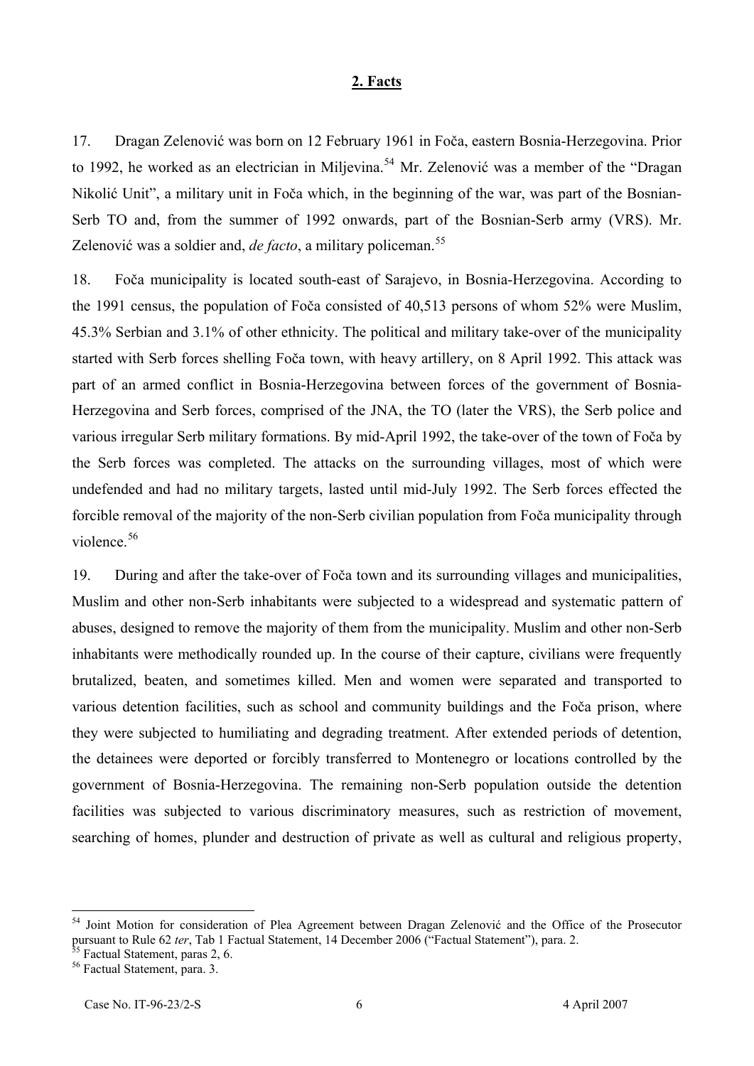## 2. Facts

17. Dragan Zelenović was born on 12 February 1961 in Foča, eastern Bosnia-Herzegovina. Prior to 1992, he worked as an electrician in Miljevina.[54] Mr. Zelenović was a member of the "Dragan Nikolić Unit", a military unit in Foča which, in the beginning of the war, was part of the Bosnian-Serb TO and, from the summer of 1992 onwards, part of the Bosnian-Serb army (VRS). Mr. Zelenović was a soldier and, *de facto*, a military policeman.[55]

18. Foča municipality is located south-east of Sarajevo, in Bosnia-Herzegovina. According to the 1991 census, the population of Foča consisted of 40,513 persons of whom 52% were Muslim, 45.3% Serbian and 3.1% of other ethnicity. The political and military take-over of the municipality started with Serb forces shelling Foča town, with heavy artillery, on 8 April 1992. This attack was part of an armed conflict in Bosnia-Herzegovina between forces of the government of Bosnia-Herzegovina and Serb forces, comprised of the JNA, the TO (later the VRS), the Serb police and various irregular Serb military formations. By mid-April 1992, the take-over of the town of Foča by the Serb forces was completed. The attacks on the surrounding villages, most of which were undefended and had no military targets, lasted until mid-July 1992. The Serb forces effected the forcible removal of the majority of the non-Serb civilian population from Foča municipality through violence.[56]

19. During and after the take-over of Foča town and its surrounding villages and municipalities, Muslim and other non-Serb inhabitants were subjected to a widespread and systematic pattern of abuses, designed to remove the majority of them from the municipality. Muslim and other non-Serb inhabitants were methodically rounded up. In the course of their capture, civilians were frequently brutalized, beaten, and sometimes killed. Men and women were separated and transported to various detention facilities, such as school and community buildings and the Foča prison, where they were subjected to humiliating and degrading treatment. After extended periods of detention, the detainees were deported or forcibly transferred to Montenegro or locations controlled by the government of Bosnia-Herzegovina. The remaining non-Serb population outside the detention facilities was subjected to various discriminatory measures, such as restriction of movement, searching of homes, plunder and destruction of private as well as cultural and religious property,

---

[54] Joint Motion for consideration of Plea Agreement between Dragan Zelenović and the Office of the Prosecutor pursuant to Rule 62 *ter*, Tab 1 Factual Statement, 14 December 2006 ("Factual Statement"), para. 2.

[55] Factual Statement, paras 2, 6.

[56] Factual Statement, para. 3.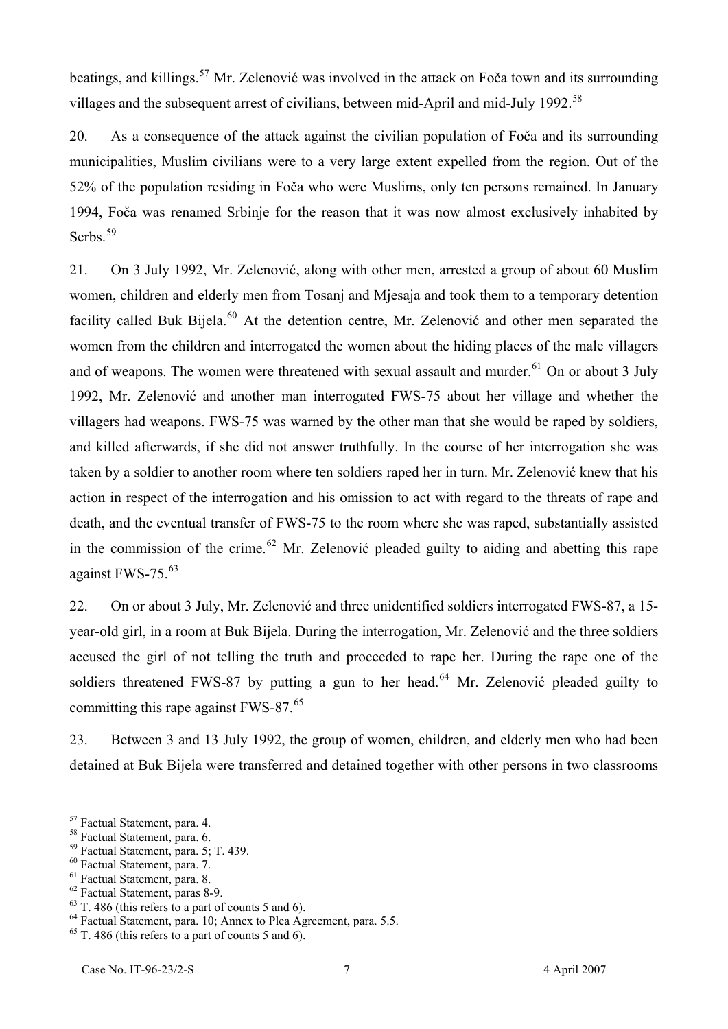beatings, and killings.[57] Mr. Zelenović was involved in the attack on Foča town and its surrounding villages and the subsequent arrest of civilians, between mid-April and mid-July 1992.[58]

20. As a consequence of the attack against the civilian population of Foča and its surrounding municipalities, Muslim civilians were to a very large extent expelled from the region. Out of the 52% of the population residing in Foča who were Muslims, only ten persons remained. In January 1994, Foča was renamed Srbinje for the reason that it was now almost exclusively inhabited by Serbs.[59]

21. On 3 July 1992, Mr. Zelenović, along with other men, arrested a group of about 60 Muslim women, children and elderly men from Tosanj and Mjesaja and took them to a temporary detention facility called Buk Bijela.[60] At the detention centre, Mr. Zelenović and other men separated the women from the children and interrogated the women about the hiding places of the male villagers and of weapons. The women were threatened with sexual assault and murder.[61] On or about 3 July 1992, Mr. Zelenović and another man interrogated FWS-75 about her village and whether the villagers had weapons. FWS-75 was warned by the other man that she would be raped by soldiers, and killed afterwards, if she did not answer truthfully. In the course of her interrogation she was taken by a soldier to another room where ten soldiers raped her in turn. Mr. Zelenović knew that his action in respect of the interrogation and his omission to act with regard to the threats of rape and death, and the eventual transfer of FWS-75 to the room where she was raped, substantially assisted in the commission of the crime.[62] Mr. Zelenović pleaded guilty to aiding and abetting this rape against FWS-75.[63]

22. On or about 3 July, Mr. Zelenović and three unidentified soldiers interrogated FWS-87, a 15-year-old girl, in a room at Buk Bijela. During the interrogation, Mr. Zelenović and the three soldiers accused the girl of not telling the truth and proceeded to rape her. During the rape one of the soldiers threatened FWS-87 by putting a gun to her head.[64] Mr. Zelenović pleaded guilty to committing this rape against FWS-87.[65]

23. Between 3 and 13 July 1992, the group of women, children, and elderly men who had been detained at Buk Bijela were transferred and detained together with other persons in two classrooms

---

[57] Factual Statement, para. 4.
[58] Factual Statement, para. 6.
[59] Factual Statement, para. 5; T. 439.
[60] Factual Statement, para. 7.
[61] Factual Statement, para. 8.
[62] Factual Statement, paras 8-9.
[63] T. 486 (this refers to a part of counts 5 and 6).
[64] Factual Statement, para. 10; Annex to Plea Agreement, para. 5.5.
[65] T. 486 (this refers to a part of counts 5 and 6).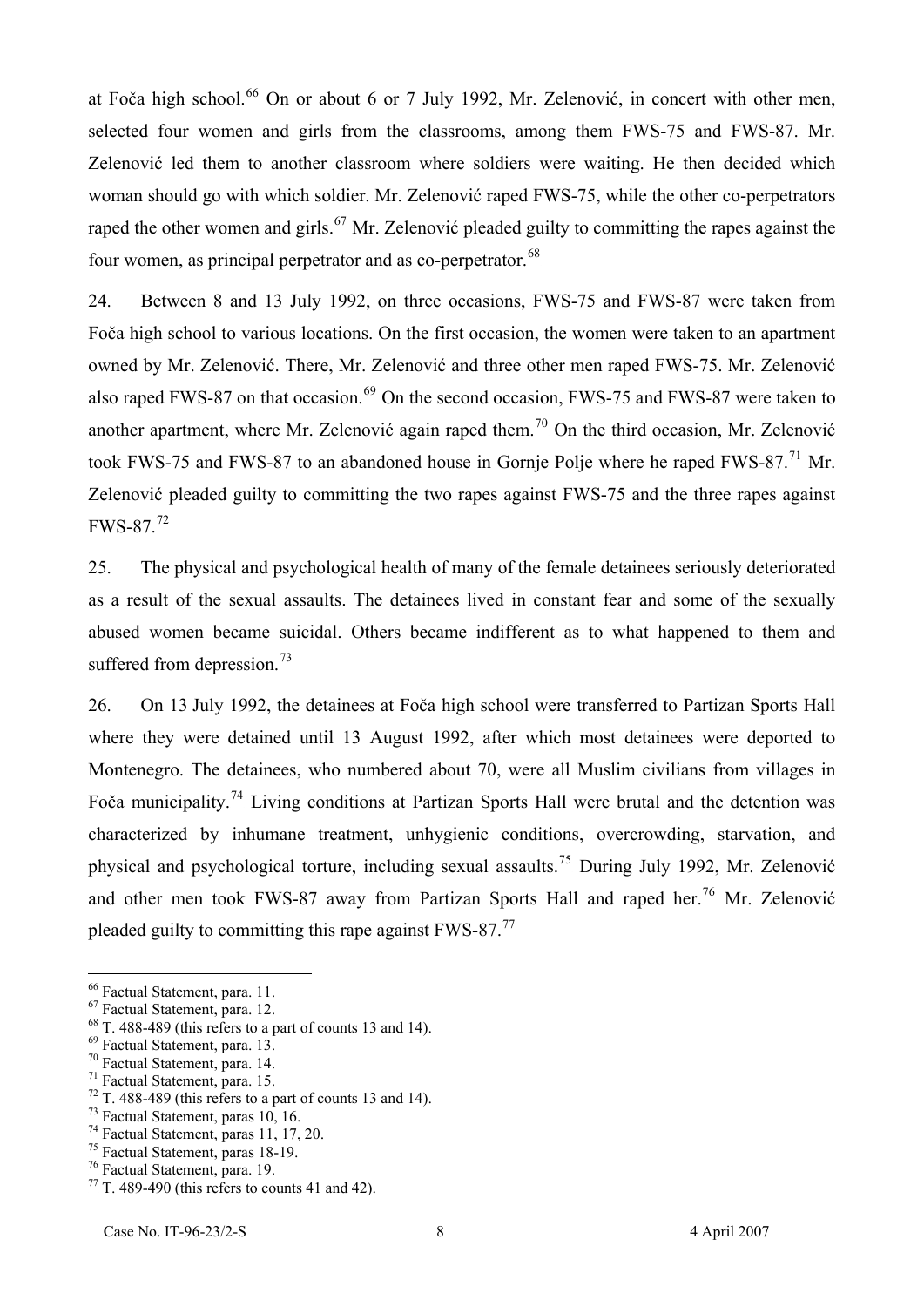at Foča high school.[66] On or about 6 or 7 July 1992, Mr. Zelenović, in concert with other men, selected four women and girls from the classrooms, among them FWS-75 and FWS-87. Mr. Zelenović led them to another classroom where soldiers were waiting. He then decided which woman should go with which soldier. Mr. Zelenović raped FWS-75, while the other co-perpetrators raped the other women and girls.[67] Mr. Zelenović pleaded guilty to committing the rapes against the four women, as principal perpetrator and as co-perpetrator.[68]

24. Between 8 and 13 July 1992, on three occasions, FWS-75 and FWS-87 were taken from Foča high school to various locations. On the first occasion, the women were taken to an apartment owned by Mr. Zelenović. There, Mr. Zelenović and three other men raped FWS-75. Mr. Zelenović also raped FWS-87 on that occasion.[69] On the second occasion, FWS-75 and FWS-87 were taken to another apartment, where Mr. Zelenović again raped them.[70] On the third occasion, Mr. Zelenović took FWS-75 and FWS-87 to an abandoned house in Gornje Polje where he raped FWS-87.[71] Mr. Zelenović pleaded guilty to committing the two rapes against FWS-75 and the three rapes against FWS-87.[72]

25. The physical and psychological health of many of the female detainees seriously deteriorated as a result of the sexual assaults. The detainees lived in constant fear and some of the sexually abused women became suicidal. Others became indifferent as to what happened to them and suffered from depression.[73]

26. On 13 July 1992, the detainees at Foča high school were transferred to Partizan Sports Hall where they were detained until 13 August 1992, after which most detainees were deported to Montenegro. The detainees, who numbered about 70, were all Muslim civilians from villages in Foča municipality.[74] Living conditions at Partizan Sports Hall were brutal and the detention was characterized by inhumane treatment, unhygienic conditions, overcrowding, starvation, and physical and psychological torture, including sexual assaults.[75] During July 1992, Mr. Zelenović and other men took FWS-87 away from Partizan Sports Hall and raped her.[76] Mr. Zelenović pleaded guilty to committing this rape against FWS-87.[77]

---

[66] Factual Statement, para. 11.
[67] Factual Statement, para. 12.
[68] T. 488-489 (this refers to a part of counts 13 and 14).
[69] Factual Statement, para. 13.
[70] Factual Statement, para. 14.
[71] Factual Statement, para. 15.
[72] T. 488-489 (this refers to a part of counts 13 and 14).
[73] Factual Statement, paras 10, 16.
[74] Factual Statement, paras 11, 17, 20.
[75] Factual Statement, paras 18-19.
[76] Factual Statement, para. 19.
[77] T. 489-490 (this refers to counts 41 and 42).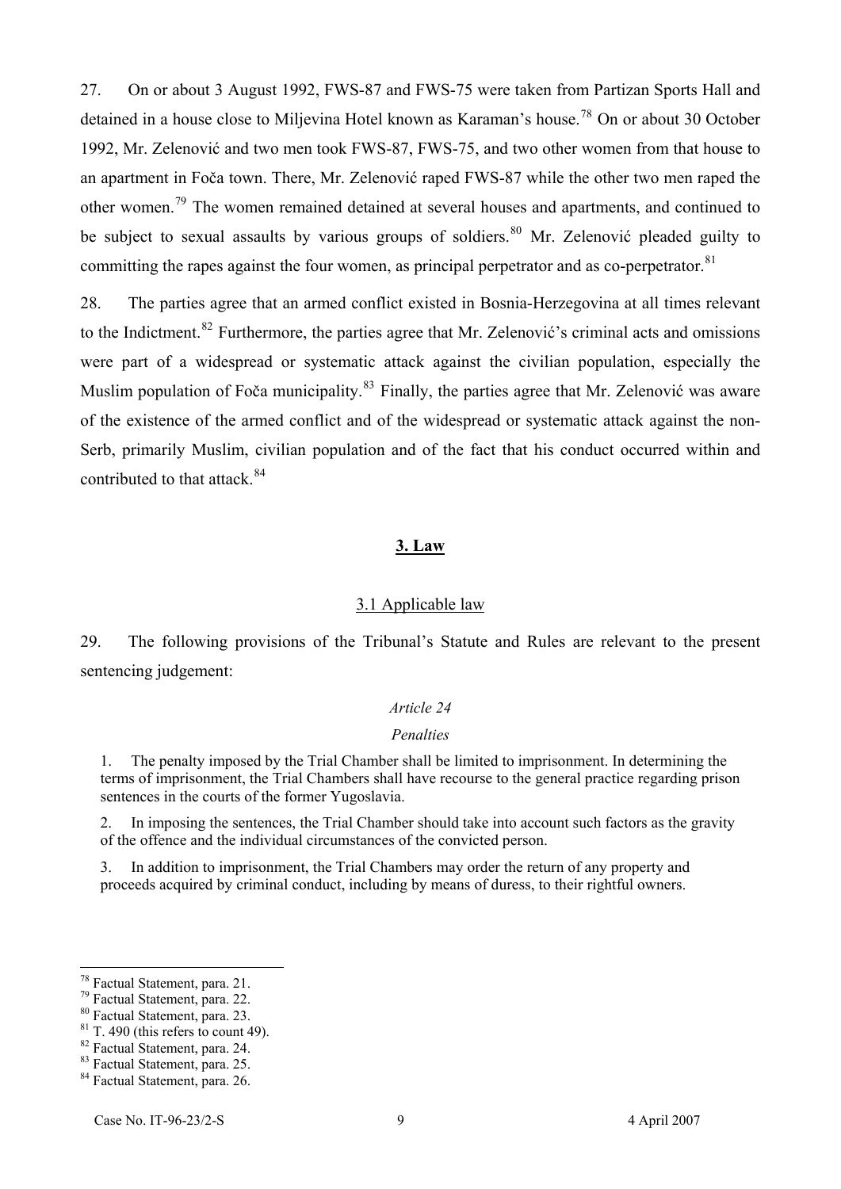27. On or about 3 August 1992, FWS-87 and FWS-75 were taken from Partizan Sports Hall and detained in a house close to Miljevina Hotel known as Karaman's house.[78] On or about 30 October 1992, Mr. Zelenović and two men took FWS-87, FWS-75, and two other women from that house to an apartment in Foča town. There, Mr. Zelenović raped FWS-87 while the other two men raped the other women.[79] The women remained detained at several houses and apartments, and continued to be subject to sexual assaults by various groups of soldiers.[80] Mr. Zelenović pleaded guilty to committing the rapes against the four women, as principal perpetrator and as co-perpetrator.[81]

28. The parties agree that an armed conflict existed in Bosnia-Herzegovina at all times relevant to the Indictment.[82] Furthermore, the parties agree that Mr. Zelenović's criminal acts and omissions were part of a widespread or systematic attack against the civilian population, especially the Muslim population of Foča municipality.[83] Finally, the parties agree that Mr. Zelenović was aware of the existence of the armed conflict and of the widespread or systematic attack against the non-Serb, primarily Muslim, civilian population and of the fact that his conduct occurred within and contributed to that attack.[84]

## 3. Law

### 3.1 Applicable law

29. The following provisions of the Tribunal's Statute and Rules are relevant to the present sentencing judgement:

*Article 24*

*Penalties*

1. The penalty imposed by the Trial Chamber shall be limited to imprisonment. In determining the terms of imprisonment, the Trial Chambers shall have recourse to the general practice regarding prison sentences in the courts of the former Yugoslavia.

2. In imposing the sentences, the Trial Chamber should take into account such factors as the gravity of the offence and the individual circumstances of the convicted person.

3. In addition to imprisonment, the Trial Chambers may order the return of any property and proceeds acquired by criminal conduct, including by means of duress, to their rightful owners.

---

[78] Factual Statement, para. 21.
[79] Factual Statement, para. 22.
[80] Factual Statement, para. 23.
[81] T. 490 (this refers to count 49).
[82] Factual Statement, para. 24.
[83] Factual Statement, para. 25.
[84] Factual Statement, para. 26.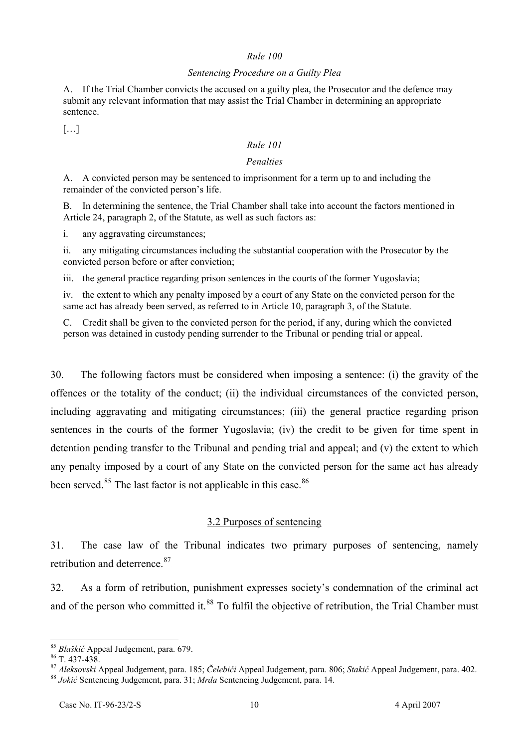*Rule 100*

*Sentencing Procedure on a Guilty Plea*

A. If the Trial Chamber convicts the accused on a guilty plea, the Prosecutor and the defence may submit any relevant information that may assist the Trial Chamber in determining an appropriate sentence.

[…]

*Rule 101*

*Penalties*

A. A convicted person may be sentenced to imprisonment for a term up to and including the remainder of the convicted person's life.

B. In determining the sentence, the Trial Chamber shall take into account the factors mentioned in Article 24, paragraph 2, of the Statute, as well as such factors as:

i. any aggravating circumstances;

ii. any mitigating circumstances including the substantial cooperation with the Prosecutor by the convicted person before or after conviction;

iii. the general practice regarding prison sentences in the courts of the former Yugoslavia;

iv. the extent to which any penalty imposed by a court of any State on the convicted person for the same act has already been served, as referred to in Article 10, paragraph 3, of the Statute.

C. Credit shall be given to the convicted person for the period, if any, during which the convicted person was detained in custody pending surrender to the Tribunal or pending trial or appeal.

30. The following factors must be considered when imposing a sentence: (i) the gravity of the offences or the totality of the conduct; (ii) the individual circumstances of the convicted person, including aggravating and mitigating circumstances; (iii) the general practice regarding prison sentences in the courts of the former Yugoslavia; (iv) the credit to be given for time spent in detention pending transfer to the Tribunal and pending trial and appeal; and (v) the extent to which any penalty imposed by a court of any State on the convicted person for the same act has already been served.[85] The last factor is not applicable in this case.[86]

## 3.2 Purposes of sentencing

31. The case law of the Tribunal indicates two primary purposes of sentencing, namely retribution and deterrence.[87]

32. As a form of retribution, punishment expresses society's condemnation of the criminal act and of the person who committed it.[88] To fulfil the objective of retribution, the Trial Chamber must

---

[85] *Blaškić* Appeal Judgement, para. 679.

[86] T. 437-438.

[87] *Aleksovski* Appeal Judgement, para. 185; *Čelebići* Appeal Judgement, para. 806; *Stakić* Appeal Judgement, para. 402.

[88] *Jokić* Sentencing Judgement, para. 31; *Mrđa* Sentencing Judgement, para. 14.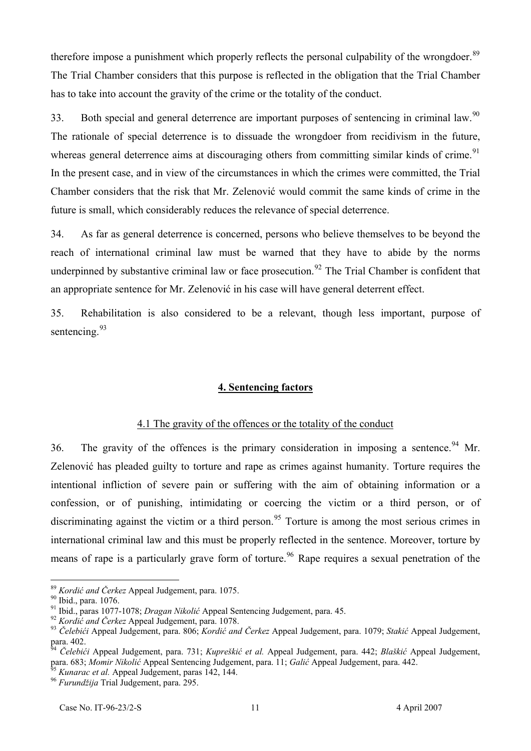therefore impose a punishment which properly reflects the personal culpability of the wrongdoer.[89] The Trial Chamber considers that this purpose is reflected in the obligation that the Trial Chamber has to take into account the gravity of the crime or the totality of the conduct.

33. Both special and general deterrence are important purposes of sentencing in criminal law.[90] The rationale of special deterrence is to dissuade the wrongdoer from recidivism in the future, whereas general deterrence aims at discouraging others from committing similar kinds of crime.[91] In the present case, and in view of the circumstances in which the crimes were committed, the Trial Chamber considers that the risk that Mr. Zelenović would commit the same kinds of crime in the future is small, which considerably reduces the relevance of special deterrence.

34. As far as general deterrence is concerned, persons who believe themselves to be beyond the reach of international criminal law must be warned that they have to abide by the norms underpinned by substantive criminal law or face prosecution.[92] The Trial Chamber is confident that an appropriate sentence for Mr. Zelenović in his case will have general deterrent effect.

35. Rehabilitation is also considered to be a relevant, though less important, purpose of sentencing.[93]

## 4. Sentencing factors

### 4.1 The gravity of the offences or the totality of the conduct

36. The gravity of the offences is the primary consideration in imposing a sentence.[94] Mr. Zelenović has pleaded guilty to torture and rape as crimes against humanity. Torture requires the intentional infliction of severe pain or suffering with the aim of obtaining information or a confession, or of punishing, intimidating or coercing the victim or a third person, or of discriminating against the victim or a third person.[95] Torture is among the most serious crimes in international criminal law and this must be properly reflected in the sentence. Moreover, torture by means of rape is a particularly grave form of torture.[96] Rape requires a sexual penetration of the

---

[89] *Kordić and Čerkez* Appeal Judgement, para. 1075.
[90] Ibid., para. 1076.
[91] Ibid., paras 1077-1078; *Dragan Nikolić* Appeal Sentencing Judgement, para. 45.
[92] *Kordić and Čerkez* Appeal Judgement, para. 1078.
[93] *Čelebići* Appeal Judgement, para. 806; *Kordić and Čerkez* Appeal Judgement, para. 1079; *Stakić* Appeal Judgement, para. 402.
[94] *Čelebići* Appeal Judgement, para. 731; *Kupreškić et al.* Appeal Judgement, para. 442; *Blaškić* Appeal Judgement, para. 683; *Momir Nikolić* Appeal Sentencing Judgement, para. 11; *Galić* Appeal Judgement, para. 442.
[95] *Kunarac et al.* Appeal Judgement, paras 142, 144.
[96] *Furundžija* Trial Judgement, para. 295.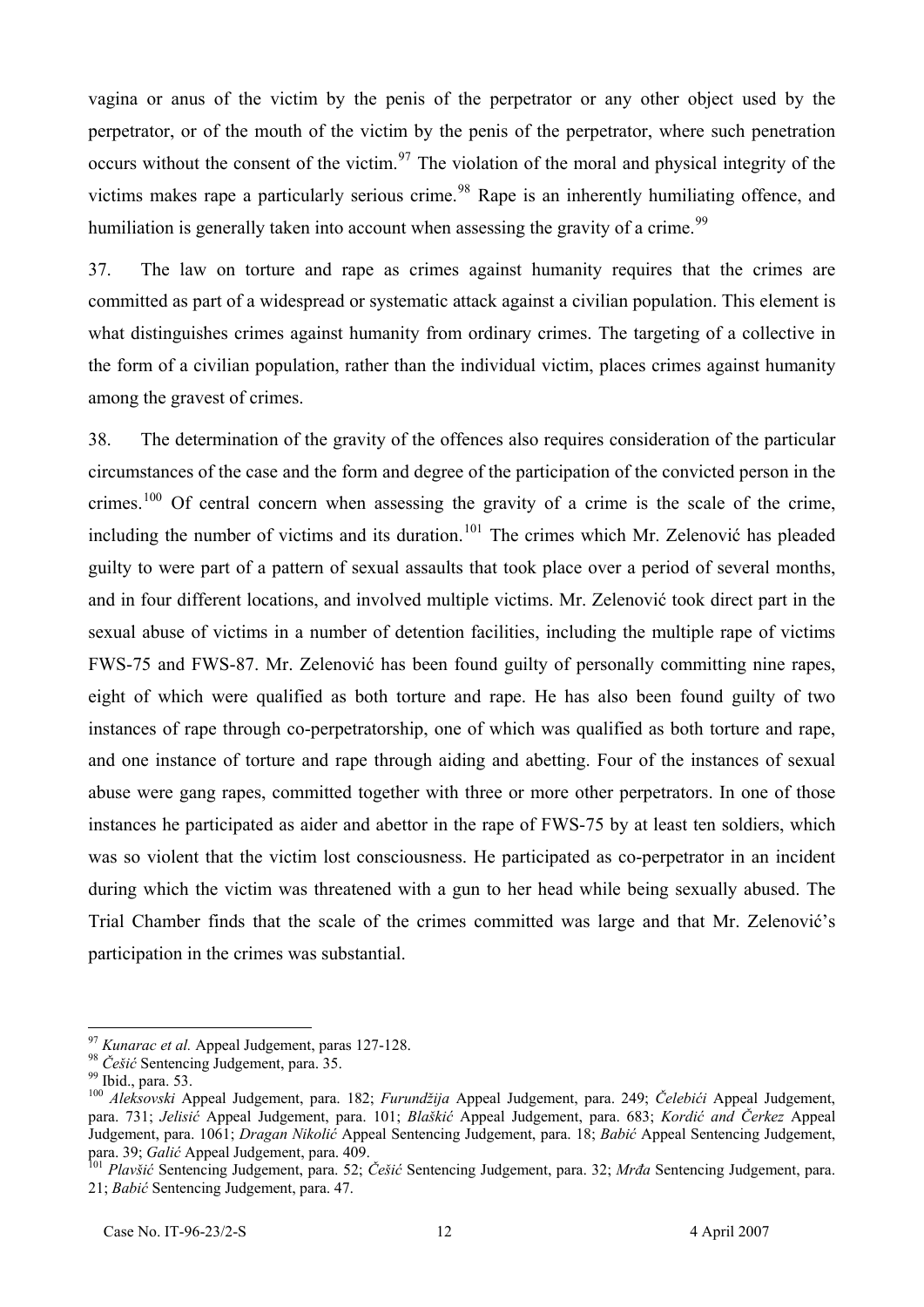vagina or anus of the victim by the penis of the perpetrator or any other object used by the perpetrator, or of the mouth of the victim by the penis of the perpetrator, where such penetration occurs without the consent of the victim.[97] The violation of the moral and physical integrity of the victims makes rape a particularly serious crime.[98] Rape is an inherently humiliating offence, and humiliation is generally taken into account when assessing the gravity of a crime.[99]

37. The law on torture and rape as crimes against humanity requires that the crimes are committed as part of a widespread or systematic attack against a civilian population. This element is what distinguishes crimes against humanity from ordinary crimes. The targeting of a collective in the form of a civilian population, rather than the individual victim, places crimes against humanity among the gravest of crimes.

38. The determination of the gravity of the offences also requires consideration of the particular circumstances of the case and the form and degree of the participation of the convicted person in the crimes.[100] Of central concern when assessing the gravity of a crime is the scale of the crime, including the number of victims and its duration.[101] The crimes which Mr. Zelenović has pleaded guilty to were part of a pattern of sexual assaults that took place over a period of several months, and in four different locations, and involved multiple victims. Mr. Zelenović took direct part in the sexual abuse of victims in a number of detention facilities, including the multiple rape of victims FWS-75 and FWS-87. Mr. Zelenović has been found guilty of personally committing nine rapes, eight of which were qualified as both torture and rape. He has also been found guilty of two instances of rape through co-perpetratorship, one of which was qualified as both torture and rape, and one instance of torture and rape through aiding and abetting. Four of the instances of sexual abuse were gang rapes, committed together with three or more other perpetrators. In one of those instances he participated as aider and abettor in the rape of FWS-75 by at least ten soldiers, which was so violent that the victim lost consciousness. He participated as co-perpetrator in an incident during which the victim was threatened with a gun to her head while being sexually abused. The Trial Chamber finds that the scale of the crimes committed was large and that Mr. Zelenović's participation in the crimes was substantial.

---

[97] *Kunarac et al.* Appeal Judgement, paras 127-128.

[98] *Češić* Sentencing Judgement, para. 35.

[99] Ibid., para. 53.

[100] *Aleksovski* Appeal Judgement, para. 182; *Furundžija* Appeal Judgement, para. 249; *Čelebići* Appeal Judgement, para. 731; *Jelisić* Appeal Judgement, para. 101; *Blaškić* Appeal Judgement, para. 683; *Kordić and Čerkez* Appeal Judgement, para. 1061; *Dragan Nikolić* Appeal Sentencing Judgement, para. 18; *Babić* Appeal Sentencing Judgement, para. 39; *Galić* Appeal Judgement, para. 409.

[101] *Plavšić* Sentencing Judgement, para. 52; *Češić* Sentencing Judgement, para. 32; *Mrđa* Sentencing Judgement, para. 21; *Babić* Sentencing Judgement, para. 47.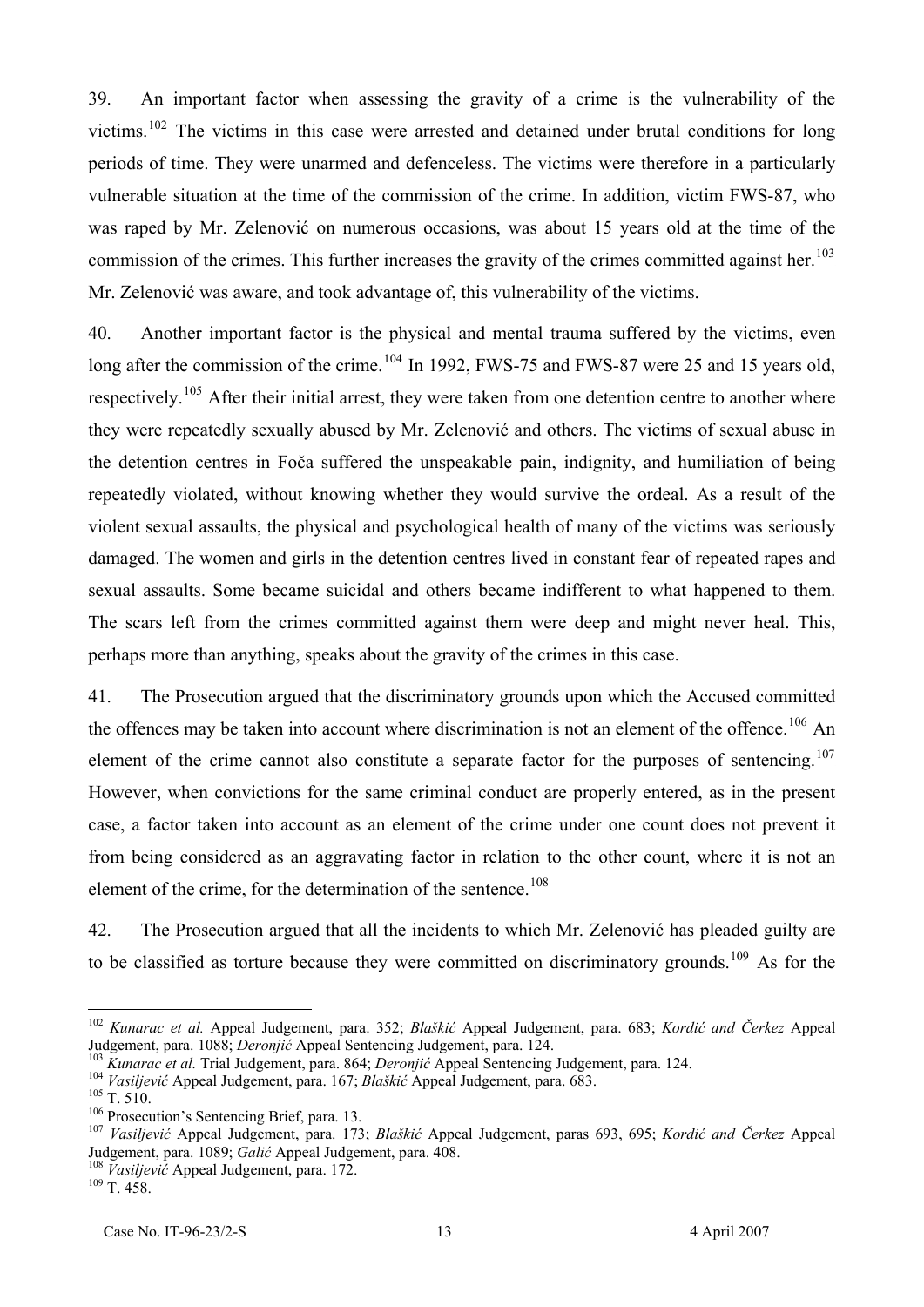39. An important factor when assessing the gravity of a crime is the vulnerability of the victims.[102] The victims in this case were arrested and detained under brutal conditions for long periods of time. They were unarmed and defenceless. The victims were therefore in a particularly vulnerable situation at the time of the commission of the crime. In addition, victim FWS-87, who was raped by Mr. Zelenović on numerous occasions, was about 15 years old at the time of the commission of the crimes. This further increases the gravity of the crimes committed against her.[103] Mr. Zelenović was aware, and took advantage of, this vulnerability of the victims.

40. Another important factor is the physical and mental trauma suffered by the victims, even long after the commission of the crime.[104] In 1992, FWS-75 and FWS-87 were 25 and 15 years old, respectively.[105] After their initial arrest, they were taken from one detention centre to another where they were repeatedly sexually abused by Mr. Zelenović and others. The victims of sexual abuse in the detention centres in Foča suffered the unspeakable pain, indignity, and humiliation of being repeatedly violated, without knowing whether they would survive the ordeal. As a result of the violent sexual assaults, the physical and psychological health of many of the victims was seriously damaged. The women and girls in the detention centres lived in constant fear of repeated rapes and sexual assaults. Some became suicidal and others became indifferent to what happened to them. The scars left from the crimes committed against them were deep and might never heal. This, perhaps more than anything, speaks about the gravity of the crimes in this case.

41. The Prosecution argued that the discriminatory grounds upon which the Accused committed the offences may be taken into account where discrimination is not an element of the offence.[106] An element of the crime cannot also constitute a separate factor for the purposes of sentencing.[107] However, when convictions for the same criminal conduct are properly entered, as in the present case, a factor taken into account as an element of the crime under one count does not prevent it from being considered as an aggravating factor in relation to the other count, where it is not an element of the crime, for the determination of the sentence.[108]

42. The Prosecution argued that all the incidents to which Mr. Zelenović has pleaded guilty are to be classified as torture because they were committed on discriminatory grounds.[109] As for the

---

[102] *Kunarac et al.* Appeal Judgement, para. 352; *Blaškić* Appeal Judgement, para. 683; *Kordić and Čerkez* Appeal Judgement, para. 1088; *Deronjić* Appeal Sentencing Judgement, para. 124.

[103] *Kunarac et al.* Trial Judgement, para. 864; *Deronjić* Appeal Sentencing Judgement, para. 124.

[104] *Vasiljević* Appeal Judgement, para. 167; *Blaškić* Appeal Judgement, para. 683.

[105] T. 510.

[106] Prosecution's Sentencing Brief, para. 13.

[107] *Vasiljević* Appeal Judgement, para. 173; *Blaškić* Appeal Judgement, paras 693, 695; *Kordić and Čerkez* Appeal Judgement, para. 1089; *Galić* Appeal Judgement, para. 408.

[108] *Vasiljević* Appeal Judgement, para. 172.

[109] T. 458.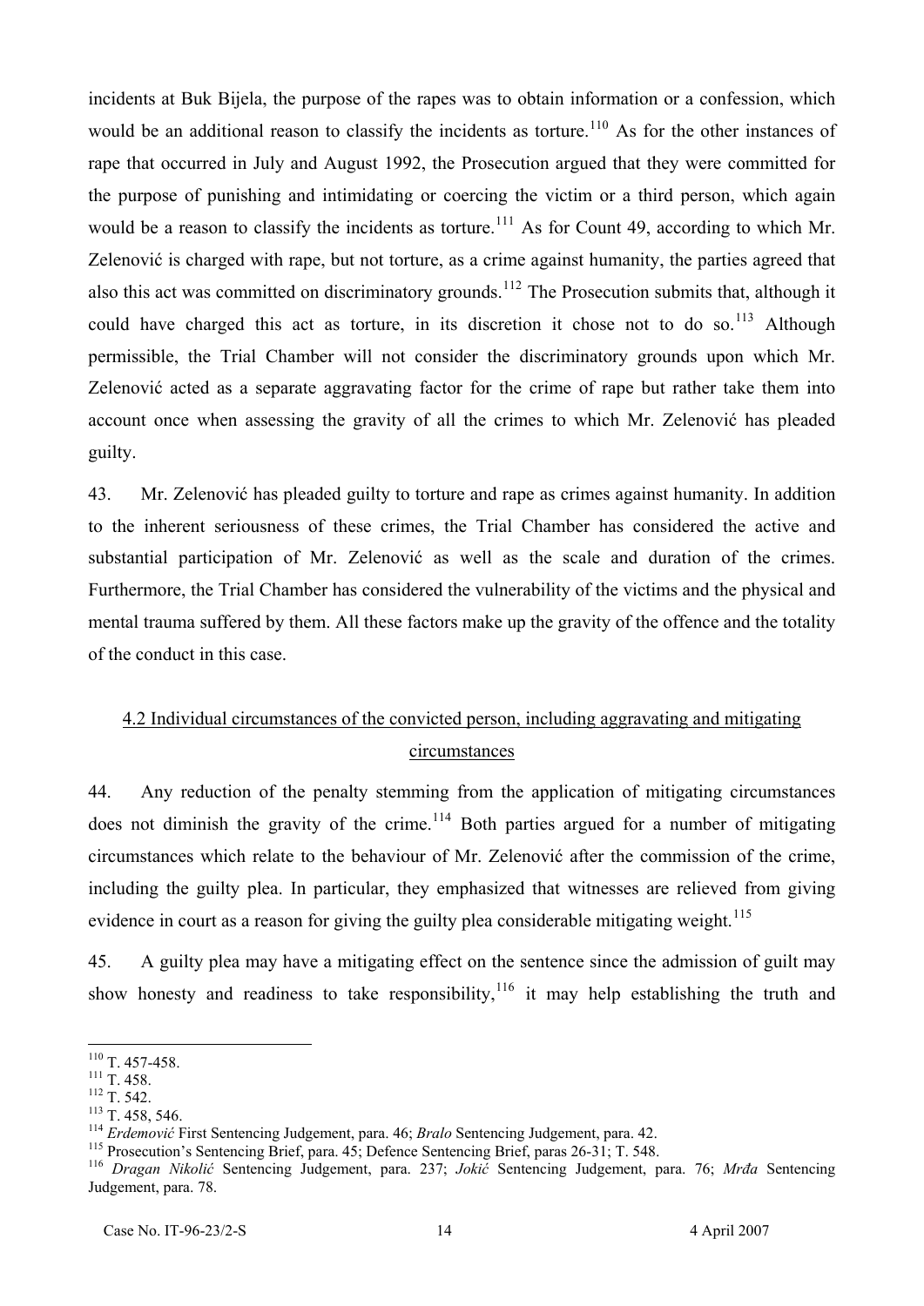incidents at Buk Bijela, the purpose of the rapes was to obtain information or a confession, which would be an additional reason to classify the incidents as torture.[110] As for the other instances of rape that occurred in July and August 1992, the Prosecution argued that they were committed for the purpose of punishing and intimidating or coercing the victim or a third person, which again would be a reason to classify the incidents as torture.[111] As for Count 49, according to which Mr. Zelenović is charged with rape, but not torture, as a crime against humanity, the parties agreed that also this act was committed on discriminatory grounds.[112] The Prosecution submits that, although it could have charged this act as torture, in its discretion it chose not to do so.[113] Although permissible, the Trial Chamber will not consider the discriminatory grounds upon which Mr. Zelenović acted as a separate aggravating factor for the crime of rape but rather take them into account once when assessing the gravity of all the crimes to which Mr. Zelenović has pleaded guilty.

43. Mr. Zelenović has pleaded guilty to torture and rape as crimes against humanity. In addition to the inherent seriousness of these crimes, the Trial Chamber has considered the active and substantial participation of Mr. Zelenović as well as the scale and duration of the crimes. Furthermore, the Trial Chamber has considered the vulnerability of the victims and the physical and mental trauma suffered by them. All these factors make up the gravity of the offence and the totality of the conduct in this case.

### 4.2 Individual circumstances of the convicted person, including aggravating and mitigating circumstances

44. Any reduction of the penalty stemming from the application of mitigating circumstances does not diminish the gravity of the crime.[114] Both parties argued for a number of mitigating circumstances which relate to the behaviour of Mr. Zelenović after the commission of the crime, including the guilty plea. In particular, they emphasized that witnesses are relieved from giving evidence in court as a reason for giving the guilty plea considerable mitigating weight.[115]

45. A guilty plea may have a mitigating effect on the sentence since the admission of guilt may show honesty and readiness to take responsibility,[116] it may help establishing the truth and

---

[110] T. 457-458.
[111] T. 458.
[112] T. 542.
[113] T. 458, 546.
[114] *Erdemović* First Sentencing Judgement, para. 46; *Bralo* Sentencing Judgement, para. 42.
[115] Prosecution's Sentencing Brief, para. 45; Defence Sentencing Brief, paras 26-31; T. 548.
[116] *Dragan Nikolić* Sentencing Judgement, para. 237; *Jokić* Sentencing Judgement, para. 76; *Mrđa* Sentencing Judgement, para. 78.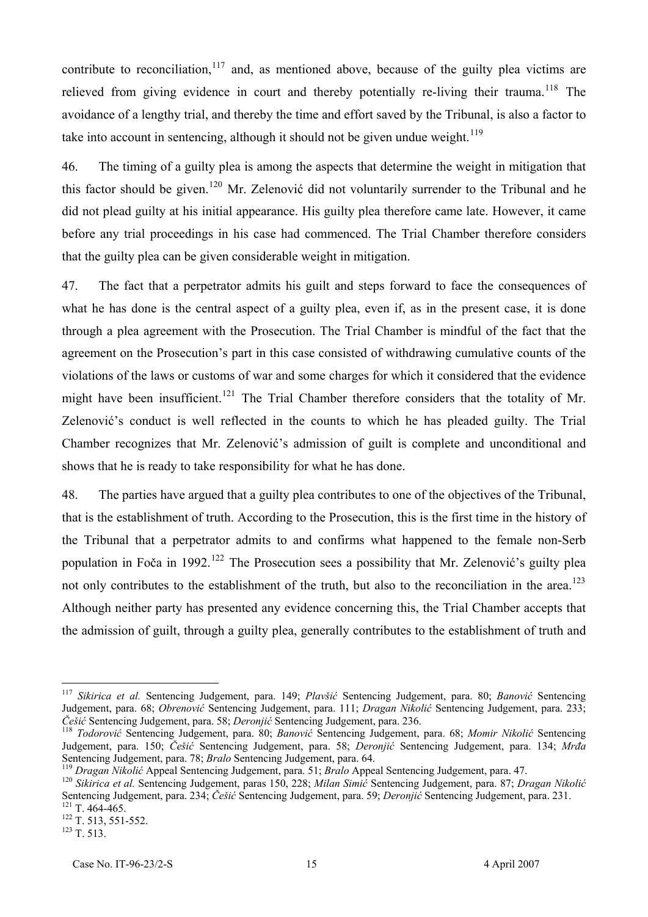contribute to reconciliation,[117] and, as mentioned above, because of the guilty plea victims are relieved from giving evidence in court and thereby potentially re-living their trauma.[118] The avoidance of a lengthy trial, and thereby the time and effort saved by the Tribunal, is also a factor to take into account in sentencing, although it should not be given undue weight.[119]

46. The timing of a guilty plea is among the aspects that determine the weight in mitigation that this factor should be given.[120] Mr. Zelenović did not voluntarily surrender to the Tribunal and he did not plead guilty at his initial appearance. His guilty plea therefore came late. However, it came before any trial proceedings in his case had commenced. The Trial Chamber therefore considers that the guilty plea can be given considerable weight in mitigation.

47. The fact that a perpetrator admits his guilt and steps forward to face the consequences of what he has done is the central aspect of a guilty plea, even if, as in the present case, it is done through a plea agreement with the Prosecution. The Trial Chamber is mindful of the fact that the agreement on the Prosecution's part in this case consisted of withdrawing cumulative counts of the violations of the laws or customs of war and some charges for which it considered that the evidence might have been insufficient.[121] The Trial Chamber therefore considers that the totality of Mr. Zelenović's conduct is well reflected in the counts to which he has pleaded guilty. The Trial Chamber recognizes that Mr. Zelenović's admission of guilt is complete and unconditional and shows that he is ready to take responsibility for what he has done.

48. The parties have argued that a guilty plea contributes to one of the objectives of the Tribunal, that is the establishment of truth. According to the Prosecution, this is the first time in the history of the Tribunal that a perpetrator admits to and confirms what happened to the female non-Serb population in Foča in 1992.[122] The Prosecution sees a possibility that Mr. Zelenović's guilty plea not only contributes to the establishment of the truth, but also to the reconciliation in the area.[123] Although neither party has presented any evidence concerning this, the Trial Chamber accepts that the admission of guilt, through a guilty plea, generally contributes to the establishment of truth and

---

[117] *Sikirica et al.* Sentencing Judgement, para. 149; *Plavšić* Sentencing Judgement, para. 80; *Banović* Sentencing Judgement, para. 68; *Obrenović* Sentencing Judgement, para. 111; *Dragan Nikolić* Sentencing Judgement, para. 233; *Češić* Sentencing Judgement, para. 58; *Deronjić* Sentencing Judgement, para. 236.

[118] *Todorović* Sentencing Judgement, para. 80; *Banović* Sentencing Judgement, para. 68; *Momir Nikolić* Sentencing Judgement, para. 150; *Češić* Sentencing Judgement, para. 58; *Deronjić* Sentencing Judgement, para. 134; *Mrđa* Sentencing Judgement, para. 78; *Bralo* Sentencing Judgement, para. 64.

[119] *Dragan Nikolić* Appeal Sentencing Judgement, para. 51; *Bralo* Appeal Sentencing Judgement, para. 47.

[120] *Sikirica et al.* Sentencing Judgement, paras 150, 228; *Milan Simić* Sentencing Judgement, para. 87; *Dragan Nikolić* Sentencing Judgement, para. 234; *Češić* Sentencing Judgement, para. 59; *Deronjić* Sentencing Judgement, para. 231.

[121] T. 464-465.

[122] T. 513, 551-552.

[123] T. 513.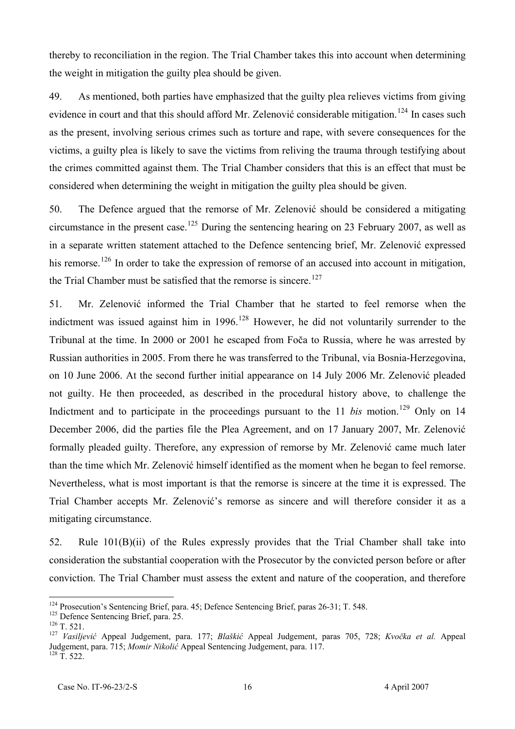thereby to reconciliation in the region. The Trial Chamber takes this into account when determining the weight in mitigation the guilty plea should be given.

49. As mentioned, both parties have emphasized that the guilty plea relieves victims from giving evidence in court and that this should afford Mr. Zelenović considerable mitigation.[124] In cases such as the present, involving serious crimes such as torture and rape, with severe consequences for the victims, a guilty plea is likely to save the victims from reliving the trauma through testifying about the crimes committed against them. The Trial Chamber considers that this is an effect that must be considered when determining the weight in mitigation the guilty plea should be given.

50. The Defence argued that the remorse of Mr. Zelenović should be considered a mitigating circumstance in the present case.[125] During the sentencing hearing on 23 February 2007, as well as in a separate written statement attached to the Defence sentencing brief, Mr. Zelenović expressed his remorse.[126] In order to take the expression of remorse of an accused into account in mitigation, the Trial Chamber must be satisfied that the remorse is sincere.[127]

51. Mr. Zelenović informed the Trial Chamber that he started to feel remorse when the indictment was issued against him in 1996.[128] However, he did not voluntarily surrender to the Tribunal at the time. In 2000 or 2001 he escaped from Foča to Russia, where he was arrested by Russian authorities in 2005. From there he was transferred to the Tribunal, via Bosnia-Herzegovina, on 10 June 2006. At the second further initial appearance on 14 July 2006 Mr. Zelenović pleaded not guilty. He then proceeded, as described in the procedural history above, to challenge the Indictment and to participate in the proceedings pursuant to the 11 *bis* motion.[129] Only on 14 December 2006, did the parties file the Plea Agreement, and on 17 January 2007, Mr. Zelenović formally pleaded guilty. Therefore, any expression of remorse by Mr. Zelenović came much later than the time which Mr. Zelenović himself identified as the moment when he began to feel remorse. Nevertheless, what is most important is that the remorse is sincere at the time it is expressed. The Trial Chamber accepts Mr. Zelenović's remorse as sincere and will therefore consider it as a mitigating circumstance.

52. Rule 101(B)(ii) of the Rules expressly provides that the Trial Chamber shall take into consideration the substantial cooperation with the Prosecutor by the convicted person before or after conviction. The Trial Chamber must assess the extent and nature of the cooperation, and therefore

---

[124] Prosecution's Sentencing Brief, para. 45; Defence Sentencing Brief, paras 26-31; T. 548.

[125] Defence Sentencing Brief, para. 25.

[126] T. 521.

[127] *Vasiljević* Appeal Judgement, para. 177; *Blaškić* Appeal Judgement, paras 705, 728; *Kvočka et al.* Appeal Judgement, para. 715; *Momir Nikolić* Appeal Sentencing Judgement, para. 117.

[128] T. 522.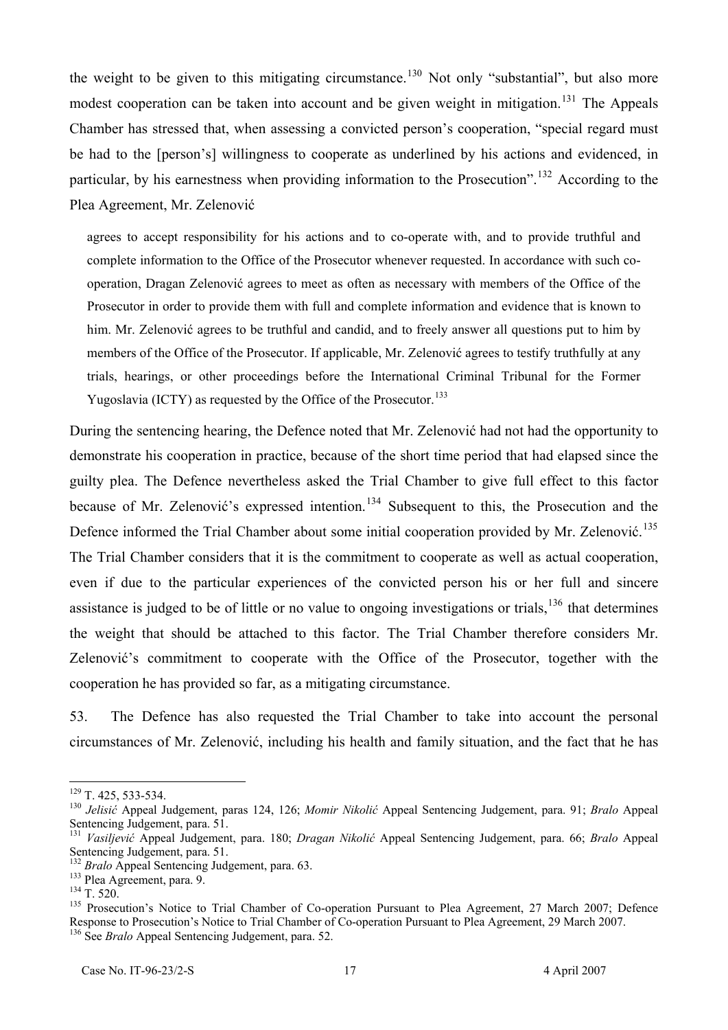the weight to be given to this mitigating circumstance.[130] Not only "substantial", but also more modest cooperation can be taken into account and be given weight in mitigation.[131] The Appeals Chamber has stressed that, when assessing a convicted person's cooperation, "special regard must be had to the [person's] willingness to cooperate as underlined by his actions and evidenced, in particular, by his earnestness when providing information to the Prosecution".[132] According to the Plea Agreement, Mr. Zelenović

> agrees to accept responsibility for his actions and to co-operate with, and to provide truthful and complete information to the Office of the Prosecutor whenever requested. In accordance with such co-operation, Dragan Zelenović agrees to meet as often as necessary with members of the Office of the Prosecutor in order to provide them with full and complete information and evidence that is known to him. Mr. Zelenović agrees to be truthful and candid, and to freely answer all questions put to him by members of the Office of the Prosecutor. If applicable, Mr. Zelenović agrees to testify truthfully at any trials, hearings, or other proceedings before the International Criminal Tribunal for the Former Yugoslavia (ICTY) as requested by the Office of the Prosecutor.[133]

During the sentencing hearing, the Defence noted that Mr. Zelenović had not had the opportunity to demonstrate his cooperation in practice, because of the short time period that had elapsed since the guilty plea. The Defence nevertheless asked the Trial Chamber to give full effect to this factor because of Mr. Zelenović's expressed intention.[134] Subsequent to this, the Prosecution and the Defence informed the Trial Chamber about some initial cooperation provided by Mr. Zelenović.[135] The Trial Chamber considers that it is the commitment to cooperate as well as actual cooperation, even if due to the particular experiences of the convicted person his or her full and sincere assistance is judged to be of little or no value to ongoing investigations or trials,[136] that determines the weight that should be attached to this factor. The Trial Chamber therefore considers Mr. Zelenović's commitment to cooperate with the Office of the Prosecutor, together with the cooperation he has provided so far, as a mitigating circumstance.

53. The Defence has also requested the Trial Chamber to take into account the personal circumstances of Mr. Zelenović, including his health and family situation, and the fact that he has

---

[129] T. 425, 533-534.

[130] *Jelisić* Appeal Judgement, paras 124, 126; *Momir Nikolić* Appeal Sentencing Judgement, para. 91; *Bralo* Appeal Sentencing Judgement, para. 51.

[131] *Vasiljević* Appeal Judgement, para. 180; *Dragan Nikolić* Appeal Sentencing Judgement, para. 66; *Bralo* Appeal Sentencing Judgement, para. 51.

[132] *Bralo* Appeal Sentencing Judgement, para. 63.

[133] Plea Agreement, para. 9.

[134] T. 520.

[135] Prosecution's Notice to Trial Chamber of Co-operation Pursuant to Plea Agreement, 27 March 2007; Defence Response to Prosecution's Notice to Trial Chamber of Co-operation Pursuant to Plea Agreement, 29 March 2007.

[136] See *Bralo* Appeal Sentencing Judgement, para. 52.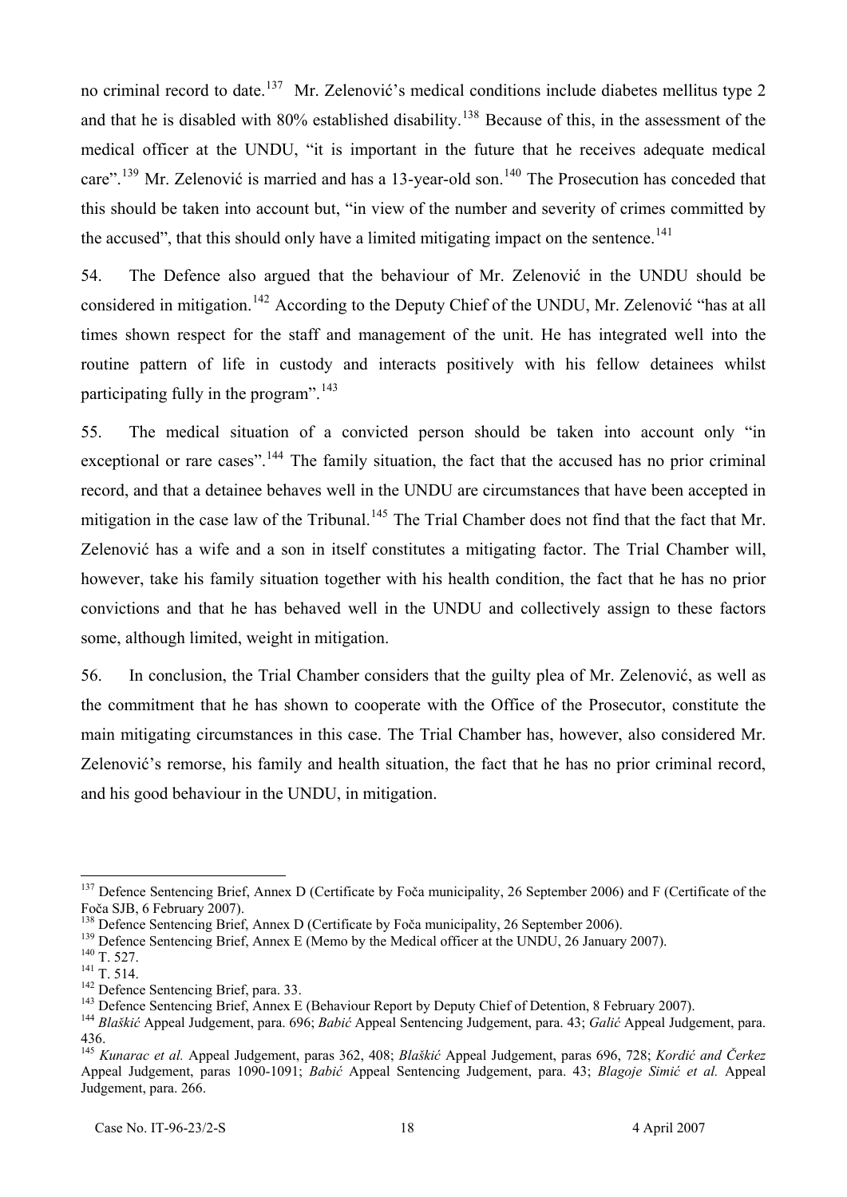no criminal record to date.[137] Mr. Zelenović's medical conditions include diabetes mellitus type 2 and that he is disabled with 80% established disability.[138] Because of this, in the assessment of the medical officer at the UNDU, "it is important in the future that he receives adequate medical care".[139] Mr. Zelenović is married and has a 13-year-old son.[140] The Prosecution has conceded that this should be taken into account but, "in view of the number and severity of crimes committed by the accused", that this should only have a limited mitigating impact on the sentence.[141]

54. The Defence also argued that the behaviour of Mr. Zelenović in the UNDU should be considered in mitigation.[142] According to the Deputy Chief of the UNDU, Mr. Zelenović "has at all times shown respect for the staff and management of the unit. He has integrated well into the routine pattern of life in custody and interacts positively with his fellow detainees whilst participating fully in the program".[143]

55. The medical situation of a convicted person should be taken into account only "in exceptional or rare cases".[144] The family situation, the fact that the accused has no prior criminal record, and that a detainee behaves well in the UNDU are circumstances that have been accepted in mitigation in the case law of the Tribunal.[145] The Trial Chamber does not find that the fact that Mr. Zelenović has a wife and a son in itself constitutes a mitigating factor. The Trial Chamber will, however, take his family situation together with his health condition, the fact that he has no prior convictions and that he has behaved well in the UNDU and collectively assign to these factors some, although limited, weight in mitigation.

56. In conclusion, the Trial Chamber considers that the guilty plea of Mr. Zelenović, as well as the commitment that he has shown to cooperate with the Office of the Prosecutor, constitute the main mitigating circumstances in this case. The Trial Chamber has, however, also considered Mr. Zelenović's remorse, his family and health situation, the fact that he has no prior criminal record, and his good behaviour in the UNDU, in mitigation.

---

[137] Defence Sentencing Brief, Annex D (Certificate by Foča municipality, 26 September 2006) and F (Certificate of the Foča SJB, 6 February 2007).

[138] Defence Sentencing Brief, Annex D (Certificate by Foča municipality, 26 September 2006).

[139] Defence Sentencing Brief, Annex E (Memo by the Medical officer at the UNDU, 26 January 2007).

[140] T. 527.

[141] T. 514.

[142] Defence Sentencing Brief, para. 33.

[143] Defence Sentencing Brief, Annex E (Behaviour Report by Deputy Chief of Detention, 8 February 2007).

[144] *Blaškić* Appeal Judgement, para. 696; *Babić* Appeal Sentencing Judgement, para. 43; *Galić* Appeal Judgement, para. 436.

[145] *Kunarac et al.* Appeal Judgement, paras 362, 408; *Blaškić* Appeal Judgement, paras 696, 728; *Kordić and Čerkez* Appeal Judgement, paras 1090-1091; *Babić* Appeal Sentencing Judgement, para. 43; *Blagoje Simić et al.* Appeal Judgement, para. 266.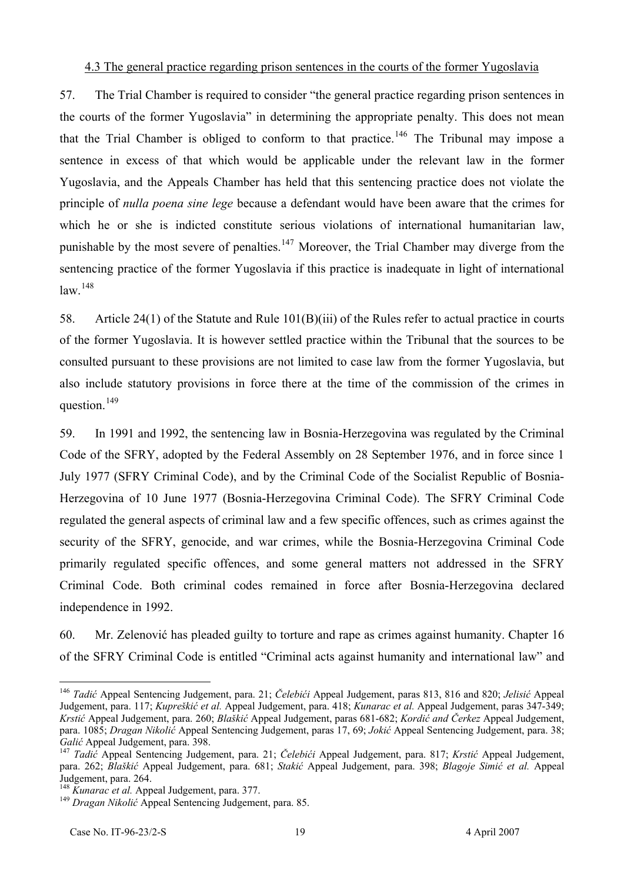4.3 The general practice regarding prison sentences in the courts of the former Yugoslavia

57. The Trial Chamber is required to consider "the general practice regarding prison sentences in the courts of the former Yugoslavia" in determining the appropriate penalty. This does not mean that the Trial Chamber is obliged to conform to that practice.[146] The Tribunal may impose a sentence in excess of that which would be applicable under the relevant law in the former Yugoslavia, and the Appeals Chamber has held that this sentencing practice does not violate the principle of *nulla poena sine lege* because a defendant would have been aware that the crimes for which he or she is indicted constitute serious violations of international humanitarian law, punishable by the most severe of penalties.[147] Moreover, the Trial Chamber may diverge from the sentencing practice of the former Yugoslavia if this practice is inadequate in light of international law.[148]

58. Article 24(1) of the Statute and Rule 101(B)(iii) of the Rules refer to actual practice in courts of the former Yugoslavia. It is however settled practice within the Tribunal that the sources to be consulted pursuant to these provisions are not limited to case law from the former Yugoslavia, but also include statutory provisions in force there at the time of the commission of the crimes in question.[149]

59. In 1991 and 1992, the sentencing law in Bosnia-Herzegovina was regulated by the Criminal Code of the SFRY, adopted by the Federal Assembly on 28 September 1976, and in force since 1 July 1977 (SFRY Criminal Code), and by the Criminal Code of the Socialist Republic of Bosnia-Herzegovina of 10 June 1977 (Bosnia-Herzegovina Criminal Code). The SFRY Criminal Code regulated the general aspects of criminal law and a few specific offences, such as crimes against the security of the SFRY, genocide, and war crimes, while the Bosnia-Herzegovina Criminal Code primarily regulated specific offences, and some general matters not addressed in the SFRY Criminal Code. Both criminal codes remained in force after Bosnia-Herzegovina declared independence in 1992.

60. Mr. Zelenović has pleaded guilty to torture and rape as crimes against humanity. Chapter 16 of the SFRY Criminal Code is entitled "Criminal acts against humanity and international law" and

---

[146] *Tadić* Appeal Sentencing Judgement, para. 21; *Čelebići* Appeal Judgement, paras 813, 816 and 820; *Jelisić* Appeal Judgement, para. 117; *Kupreškić et al.* Appeal Judgement, para. 418; *Kunarac et al.* Appeal Judgement, paras 347-349; *Krstić* Appeal Judgement, para. 260; *Blaškić* Appeal Judgement, paras 681-682; *Kordić and Čerkez* Appeal Judgement, para. 1085; *Dragan Nikolić* Appeal Sentencing Judgement, paras 17, 69; *Jokić* Appeal Sentencing Judgement, para. 38; *Galić* Appeal Judgement, para. 398.

[147] *Tadić* Appeal Sentencing Judgement, para. 21; *Čelebići* Appeal Judgement, para. 817; *Krstić* Appeal Judgement, para. 262; *Blaškić* Appeal Judgement, para. 681; *Stakić* Appeal Judgement, para. 398; *Blagoje Simić et al.* Appeal Judgement, para. 264.

[148] *Kunarac et al.* Appeal Judgement, para. 377.

[149] *Dragan Nikolić* Appeal Sentencing Judgement, para. 85.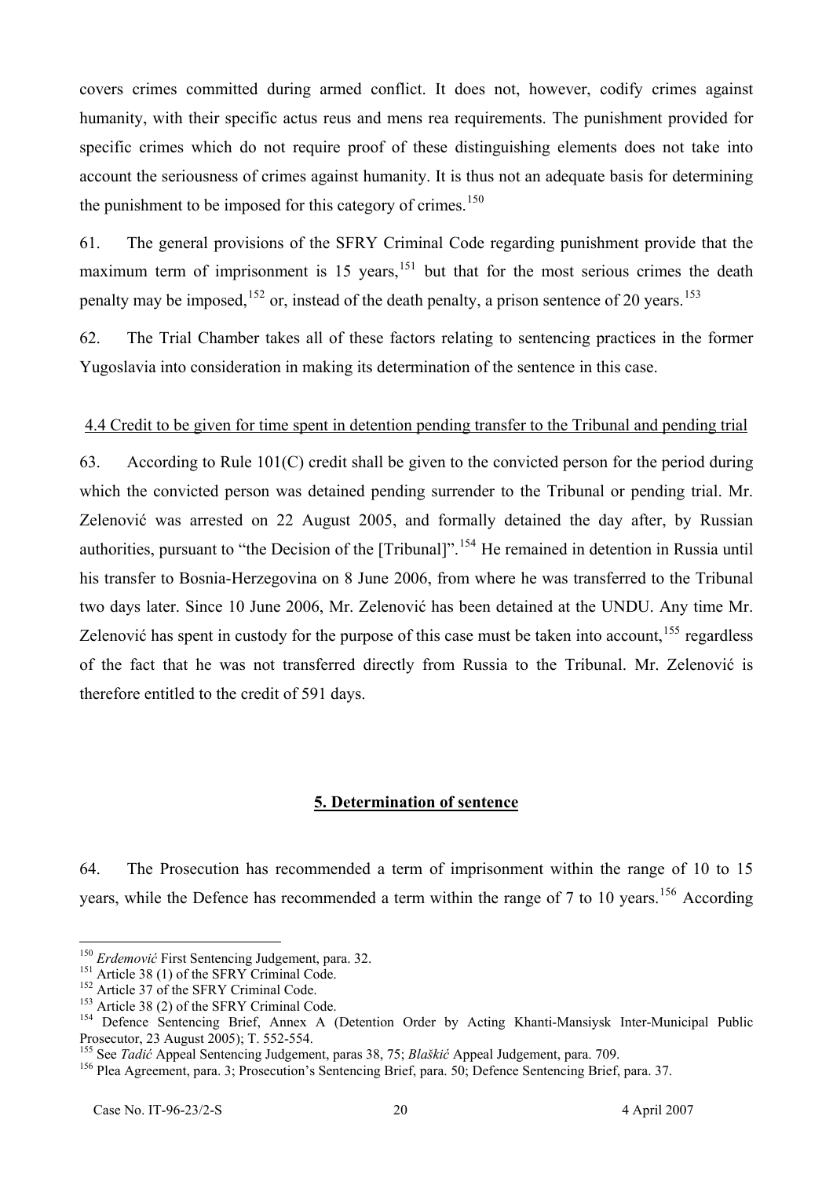covers crimes committed during armed conflict. It does not, however, codify crimes against humanity, with their specific actus reus and mens rea requirements. The punishment provided for specific crimes which do not require proof of these distinguishing elements does not take into account the seriousness of crimes against humanity. It is thus not an adequate basis for determining the punishment to be imposed for this category of crimes.[150]

61. The general provisions of the SFRY Criminal Code regarding punishment provide that the maximum term of imprisonment is 15 years,[151] but that for the most serious crimes the death penalty may be imposed,[152] or, instead of the death penalty, a prison sentence of 20 years.[153]

62. The Trial Chamber takes all of these factors relating to sentencing practices in the former Yugoslavia into consideration in making its determination of the sentence in this case.

4.4 Credit to be given for time spent in detention pending transfer to the Tribunal and pending trial

63. According to Rule 101(C) credit shall be given to the convicted person for the period during which the convicted person was detained pending surrender to the Tribunal or pending trial. Mr. Zelenović was arrested on 22 August 2005, and formally detained the day after, by Russian authorities, pursuant to "the Decision of the [Tribunal]".[154] He remained in detention in Russia until his transfer to Bosnia-Herzegovina on 8 June 2006, from where he was transferred to the Tribunal two days later. Since 10 June 2006, Mr. Zelenović has been detained at the UNDU. Any time Mr. Zelenović has spent in custody for the purpose of this case must be taken into account,[155] regardless of the fact that he was not transferred directly from Russia to the Tribunal. Mr. Zelenović is therefore entitled to the credit of 591 days.

## 5. Determination of sentence

64. The Prosecution has recommended a term of imprisonment within the range of 10 to 15 years, while the Defence has recommended a term within the range of 7 to 10 years.[156] According

---

[150] *Erdemović* First Sentencing Judgement, para. 32.

[151] Article 38 (1) of the SFRY Criminal Code.

[152] Article 37 of the SFRY Criminal Code.

[153] Article 38 (2) of the SFRY Criminal Code.

[154] Defence Sentencing Brief, Annex A (Detention Order by Acting Khanti-Mansiysk Inter-Municipal Public Prosecutor, 23 August 2005); T. 552-554.

[155] See *Tadić* Appeal Sentencing Judgement, paras 38, 75; *Blaškić* Appeal Judgement, para. 709.

[156] Plea Agreement, para. 3; Prosecution's Sentencing Brief, para. 50; Defence Sentencing Brief, para. 37.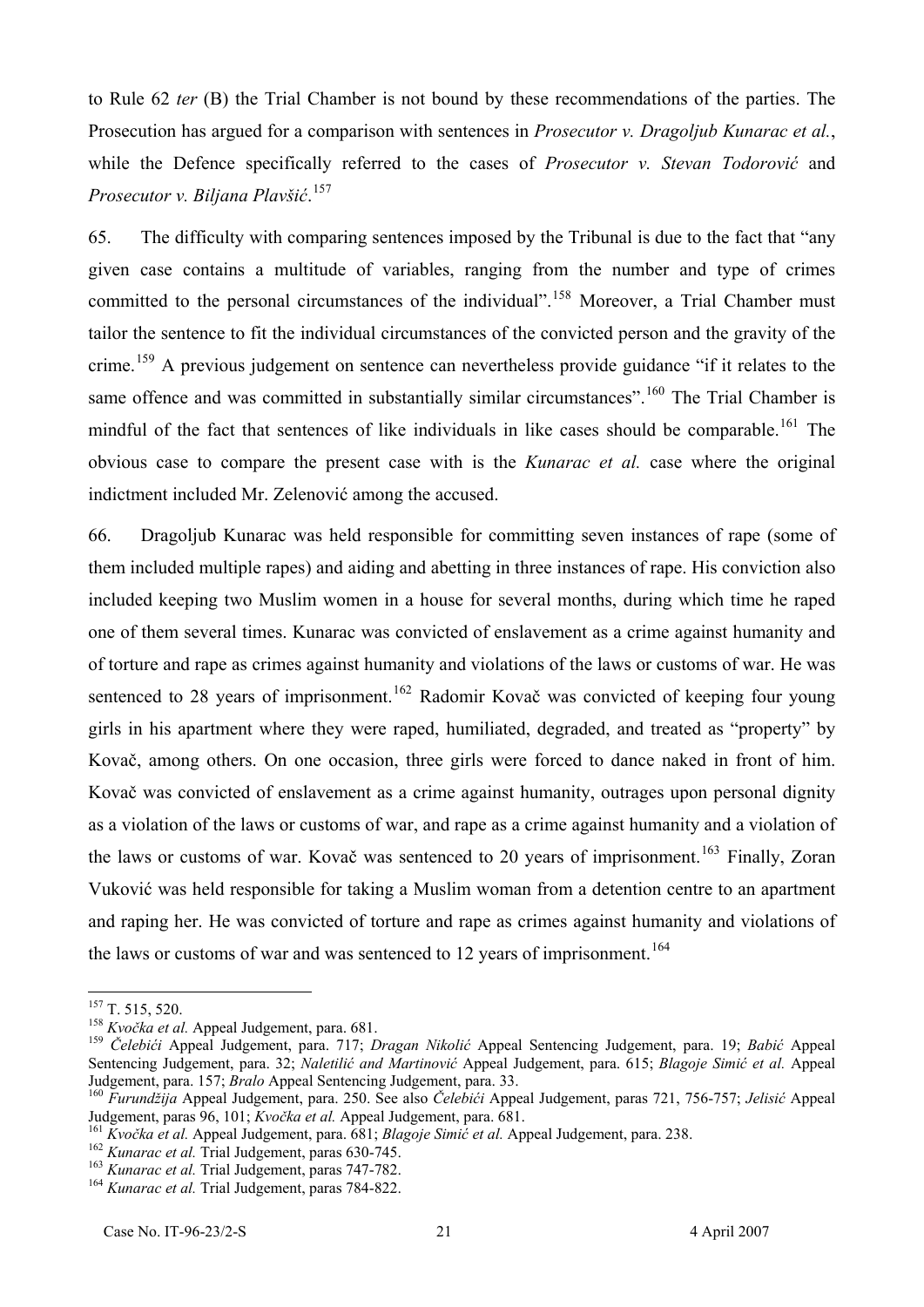to Rule 62 *ter* (B) the Trial Chamber is not bound by these recommendations of the parties. The Prosecution has argued for a comparison with sentences in *Prosecutor v. Dragoljub Kunarac et al.*, while the Defence specifically referred to the cases of *Prosecutor v. Stevan Todorović* and *Prosecutor v. Biljana Plavšić*.[157]

65. The difficulty with comparing sentences imposed by the Tribunal is due to the fact that "any given case contains a multitude of variables, ranging from the number and type of crimes committed to the personal circumstances of the individual".[158] Moreover, a Trial Chamber must tailor the sentence to fit the individual circumstances of the convicted person and the gravity of the crime.[159] A previous judgement on sentence can nevertheless provide guidance "if it relates to the same offence and was committed in substantially similar circumstances".[160] The Trial Chamber is mindful of the fact that sentences of like individuals in like cases should be comparable.[161] The obvious case to compare the present case with is the *Kunarac et al.* case where the original indictment included Mr. Zelenović among the accused.

66. Dragoljub Kunarac was held responsible for committing seven instances of rape (some of them included multiple rapes) and aiding and abetting in three instances of rape. His conviction also included keeping two Muslim women in a house for several months, during which time he raped one of them several times. Kunarac was convicted of enslavement as a crime against humanity and of torture and rape as crimes against humanity and violations of the laws or customs of war. He was sentenced to 28 years of imprisonment.[162] Radomir Kovač was convicted of keeping four young girls in his apartment where they were raped, humiliated, degraded, and treated as "property" by Kovač, among others. On one occasion, three girls were forced to dance naked in front of him. Kovač was convicted of enslavement as a crime against humanity, outrages upon personal dignity as a violation of the laws or customs of war, and rape as a crime against humanity and a violation of the laws or customs of war. Kovač was sentenced to 20 years of imprisonment.[163] Finally, Zoran Vuković was held responsible for taking a Muslim woman from a detention centre to an apartment and raping her. He was convicted of torture and rape as crimes against humanity and violations of the laws or customs of war and was sentenced to 12 years of imprisonment.[164]

---

[157] T. 515, 520.

[158] *Kvočka et al.* Appeal Judgement, para. 681.

[159] *Čelebići* Appeal Judgement, para. 717; *Dragan Nikolić* Appeal Sentencing Judgement, para. 19; *Babić* Appeal Sentencing Judgement, para. 32; *Naletilić and Martinović* Appeal Judgement, para. 615; *Blagoje Simić et al.* Appeal Judgement, para. 157; *Bralo* Appeal Sentencing Judgement, para. 33.

[160] *Furundžija* Appeal Judgement, para. 250. See also *Čelebići* Appeal Judgement, paras 721, 756-757; *Jelisić* Appeal Judgement, paras 96, 101; *Kvočka et al.* Appeal Judgement, para. 681.

[161] *Kvočka et al.* Appeal Judgement, para. 681; *Blagoje Simić et al.* Appeal Judgement, para. 238.

[162] *Kunarac et al.* Trial Judgement, paras 630-745.

[163] *Kunarac et al.* Trial Judgement, paras 747-782.

[164] *Kunarac et al.* Trial Judgement, paras 784-822.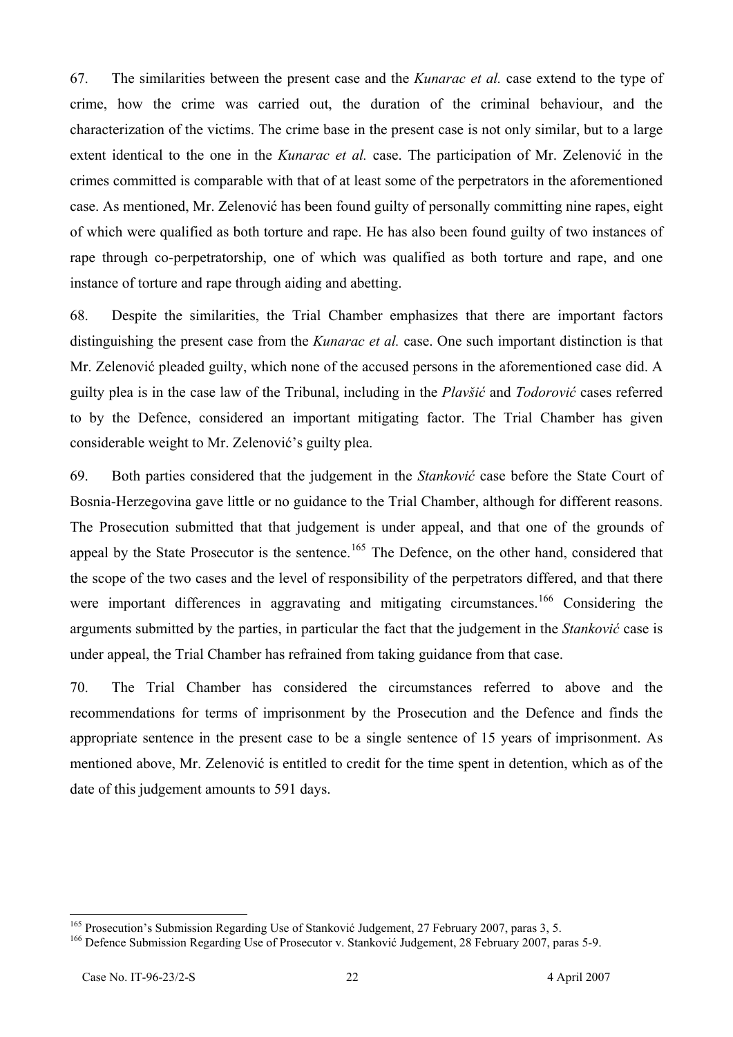67. The similarities between the present case and the *Kunarac et al.* case extend to the type of crime, how the crime was carried out, the duration of the criminal behaviour, and the characterization of the victims. The crime base in the present case is not only similar, but to a large extent identical to the one in the *Kunarac et al.* case. The participation of Mr. Zelenović in the crimes committed is comparable with that of at least some of the perpetrators in the aforementioned case. As mentioned, Mr. Zelenović has been found guilty of personally committing nine rapes, eight of which were qualified as both torture and rape. He has also been found guilty of two instances of rape through co-perpetratorship, one of which was qualified as both torture and rape, and one instance of torture and rape through aiding and abetting.

68. Despite the similarities, the Trial Chamber emphasizes that there are important factors distinguishing the present case from the *Kunarac et al.* case. One such important distinction is that Mr. Zelenović pleaded guilty, which none of the accused persons in the aforementioned case did. A guilty plea is in the case law of the Tribunal, including in the *Plavšić* and *Todorović* cases referred to by the Defence, considered an important mitigating factor. The Trial Chamber has given considerable weight to Mr. Zelenović's guilty plea.

69. Both parties considered that the judgement in the *Stanković* case before the State Court of Bosnia-Herzegovina gave little or no guidance to the Trial Chamber, although for different reasons. The Prosecution submitted that that judgement is under appeal, and that one of the grounds of appeal by the State Prosecutor is the sentence.[165] The Defence, on the other hand, considered that the scope of the two cases and the level of responsibility of the perpetrators differed, and that there were important differences in aggravating and mitigating circumstances.[166] Considering the arguments submitted by the parties, in particular the fact that the judgement in the *Stanković* case is under appeal, the Trial Chamber has refrained from taking guidance from that case.

70. The Trial Chamber has considered the circumstances referred to above and the recommendations for terms of imprisonment by the Prosecution and the Defence and finds the appropriate sentence in the present case to be a single sentence of 15 years of imprisonment. As mentioned above, Mr. Zelenović is entitled to credit for the time spent in detention, which as of the date of this judgement amounts to 591 days.

---

[165] Prosecution's Submission Regarding Use of Stanković Judgement, 27 February 2007, paras 3, 5.

[166] Defence Submission Regarding Use of Prosecutor v. Stanković Judgement, 28 February 2007, paras 5-9.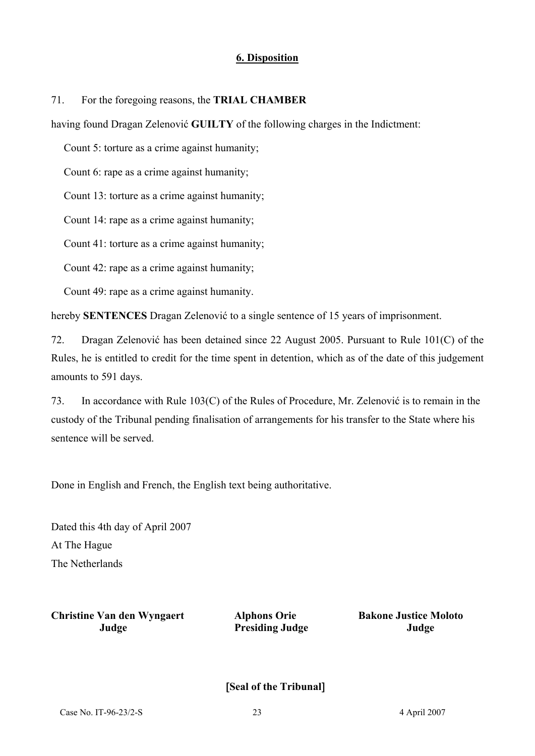## 6. Disposition

71. For the foregoing reasons, the **TRIAL CHAMBER**

having found Dragan Zelenović **GUILTY** of the following charges in the Indictment:

Count 5: torture as a crime against humanity;

Count 6: rape as a crime against humanity;

Count 13: torture as a crime against humanity;

Count 14: rape as a crime against humanity;

Count 41: torture as a crime against humanity;

Count 42: rape as a crime against humanity;

Count 49: rape as a crime against humanity.

hereby **SENTENCES** Dragan Zelenović to a single sentence of 15 years of imprisonment.

72. Dragan Zelenović has been detained since 22 August 2005. Pursuant to Rule 101(C) of the Rules, he is entitled to credit for the time spent in detention, which as of the date of this judgement amounts to 591 days.

73. In accordance with Rule 103(C) of the Rules of Procedure, Mr. Zelenović is to remain in the custody of the Tribunal pending finalisation of arrangements for his transfer to the State where his sentence will be served.

Done in English and French, the English text being authoritative.

Dated this 4th day of April 2007
At The Hague
The Netherlands

| **Christine Van den Wyngaert** | **Alphons Orie** | **Bakone Justice Moloto** |
|---|---|---|
| **Judge** | **Presiding Judge** | **Judge** |

**[Seal of the Tribunal]**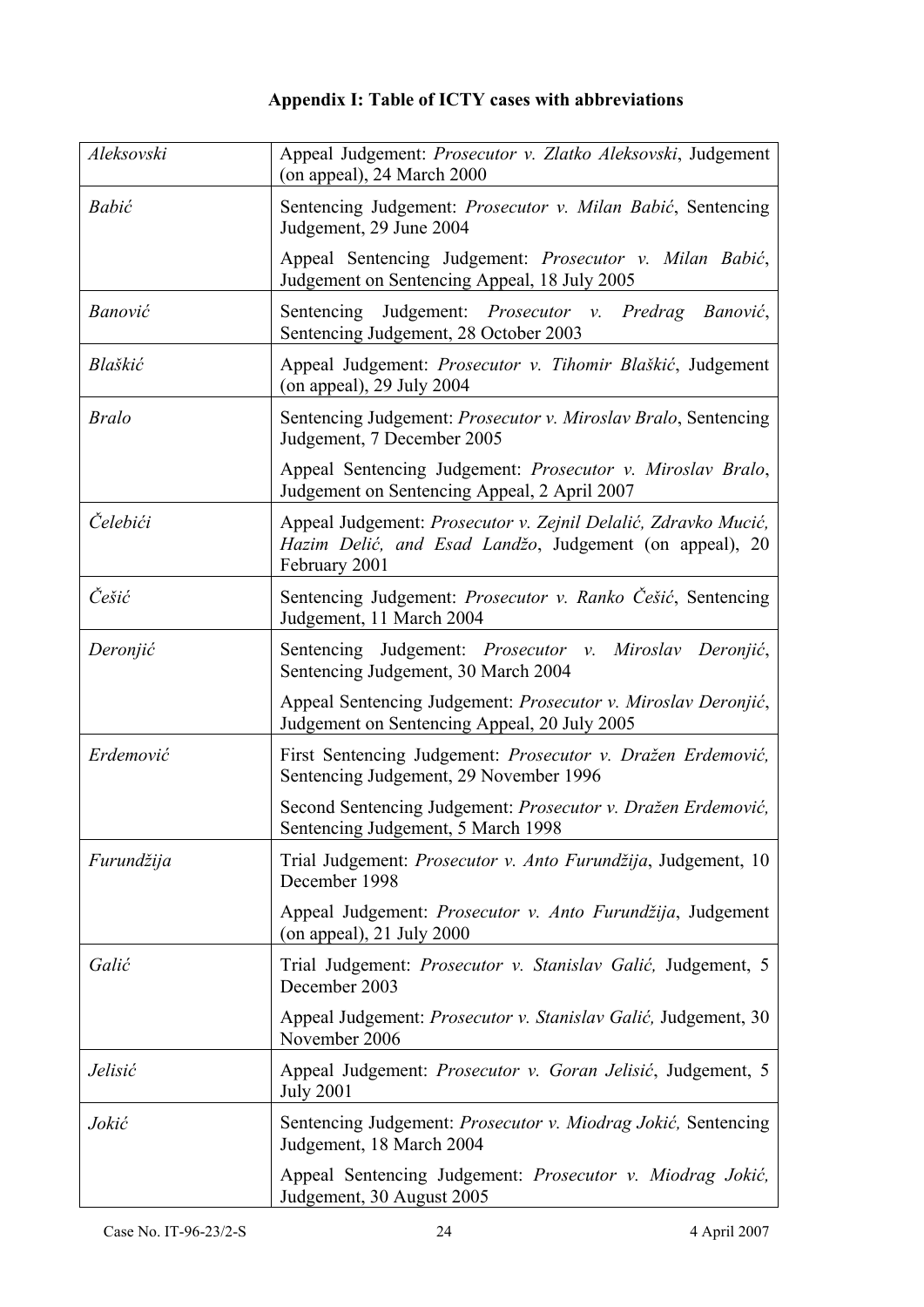**Appendix I: Table of ICTY cases with abbreviations**

| | |
|---|---|
| *Aleksovski* | Appeal Judgement: *Prosecutor v. Zlatko Aleksovski*, Judgement (on appeal), 24 March 2000 |
| *Babić* | Sentencing Judgement: *Prosecutor v. Milan Babić*, Sentencing Judgement, 29 June 2004<br><br>Appeal Sentencing Judgement: *Prosecutor v. Milan Babić*, Judgement on Sentencing Appeal, 18 July 2005 |
| *Banović* | Sentencing Judgement: *Prosecutor v. Predrag Banović*, Sentencing Judgement, 28 October 2003 |
| *Blaškić* | Appeal Judgement: *Prosecutor v. Tihomir Blaškić*, Judgement (on appeal), 29 July 2004 |
| *Bralo* | Sentencing Judgement: *Prosecutor v. Miroslav Bralo*, Sentencing Judgement, 7 December 2005<br><br>Appeal Sentencing Judgement: *Prosecutor v. Miroslav Bralo*, Judgement on Sentencing Appeal, 2 April 2007 |
| *Čelebići* | Appeal Judgement: *Prosecutor v. Zejnil Delalić, Zdravko Mucić, Hazim Delić, and Esad Landžo*, Judgement (on appeal), 20 February 2001 |
| *Češić* | Sentencing Judgement: *Prosecutor v. Ranko Češić*, Sentencing Judgement, 11 March 2004 |
| *Deronjić* | Sentencing Judgement: *Prosecutor v. Miroslav Deronjić*, Sentencing Judgement, 30 March 2004<br><br>Appeal Sentencing Judgement: *Prosecutor v. Miroslav Deronjić*, Judgement on Sentencing Appeal, 20 July 2005 |
| *Erdemović* | First Sentencing Judgement: *Prosecutor v. Dražen Erdemović,* Sentencing Judgement, 29 November 1996<br><br>Second Sentencing Judgement: *Prosecutor v. Dražen Erdemović,* Sentencing Judgement, 5 March 1998 |
| *Furundžija* | Trial Judgement: *Prosecutor v. Anto Furundžija*, Judgement, 10 December 1998<br><br>Appeal Judgement: *Prosecutor v. Anto Furundžija*, Judgement (on appeal), 21 July 2000 |
| *Galić* | Trial Judgement: *Prosecutor v. Stanislav Galić,* Judgement, 5 December 2003<br><br>Appeal Judgement: *Prosecutor v. Stanislav Galić,* Judgement, 30 November 2006 |
| *Jelisić* | Appeal Judgement: *Prosecutor v. Goran Jelisić*, Judgement, 5 July 2001 |
| *Jokić* | Sentencing Judgement: *Prosecutor v. Miodrag Jokić,* Sentencing Judgement, 18 March 2004<br><br>Appeal Sentencing Judgement: *Prosecutor v. Miodrag Jokić,* Judgement, 30 August 2005 |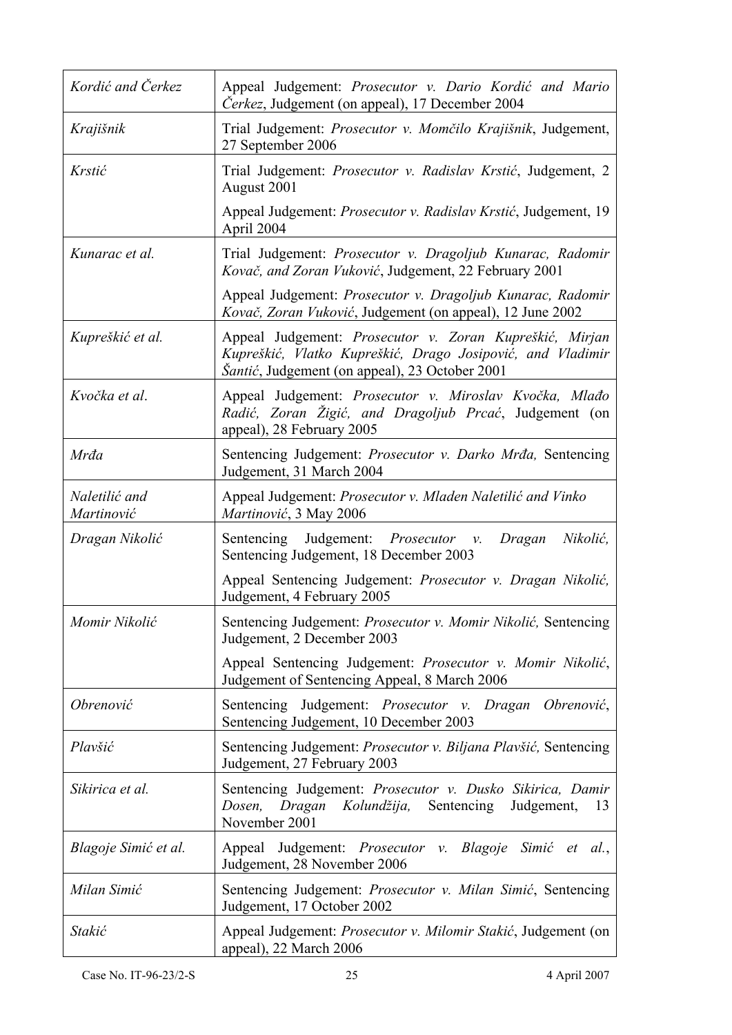| | |
|---|---|
| *Kordić and Čerkez* | Appeal Judgement: *Prosecutor v. Dario Kordić and Mario Čerkez*, Judgement (on appeal), 17 December 2004 |
| *Krajišnik* | Trial Judgement: *Prosecutor v. Momčilo Krajišnik*, Judgement, 27 September 2006 |
| *Krstić* | Trial Judgement: *Prosecutor v. Radislav Krstić*, Judgement, 2 August 2001<br><br>Appeal Judgement: *Prosecutor v. Radislav Krstić*, Judgement, 19 April 2004 |
| *Kunarac et al.* | Trial Judgement: *Prosecutor v. Dragoljub Kunarac, Radomir Kovač, and Zoran Vuković*, Judgement, 22 February 2001<br><br>Appeal Judgement: *Prosecutor v. Dragoljub Kunarac, Radomir Kovač, Zoran Vuković*, Judgement (on appeal), 12 June 2002 |
| *Kupreškić et al.* | Appeal Judgement: *Prosecutor v. Zoran Kupreškić, Mirjan Kupreškić, Vlatko Kupreškić, Drago Josipović, and Vladimir Šantić*, Judgement (on appeal), 23 October 2001 |
| *Kvočka et al*. | Appeal Judgement: *Prosecutor v. Miroslav Kvočka, Mlađo Radić, Zoran Žigić, and Dragoljub Prcać*, Judgement (on appeal), 28 February 2005 |
| *Mrđa* | Sentencing Judgement: *Prosecutor v. Darko Mrđa,* Sentencing Judgement, 31 March 2004 |
| *Naletilić and Martinović* | Appeal Judgement: *Prosecutor v. Mladen Naletilić and Vinko Martinović*, 3 May 2006 |
| *Dragan Nikolić* | Sentencing Judgement: *Prosecutor v. Dragan Nikolić,* Sentencing Judgement, 18 December 2003<br><br>Appeal Sentencing Judgement: *Prosecutor v. Dragan Nikolić,* Judgement, 4 February 2005 |
| *Momir Nikolić* | Sentencing Judgement: *Prosecutor v. Momir Nikolić,* Sentencing Judgement, 2 December 2003<br><br>Appeal Sentencing Judgement: *Prosecutor v. Momir Nikolić*, Judgement of Sentencing Appeal, 8 March 2006 |
| *Obrenović* | Sentencing Judgement: *Prosecutor v. Dragan Obrenović*, Sentencing Judgement, 10 December 2003 |
| *Plavšić* | Sentencing Judgement: *Prosecutor v. Biljana Plavšić,* Sentencing Judgement, 27 February 2003 |
| *Sikirica et al.* | Sentencing Judgement: *Prosecutor v. Dusko Sikirica, Damir Dosen, Dragan Kolundžija,* Sentencing Judgement, 13 November 2001 |
| *Blagoje Simić et al.* | Appeal Judgement: *Prosecutor v. Blagoje Simić et al.*, Judgement, 28 November 2006 |
| *Milan Simić* | Sentencing Judgement: *Prosecutor v. Milan Simić*, Sentencing Judgement, 17 October 2002 |
| *Stakić* | Appeal Judgement: *Prosecutor v. Milomir Stakić*, Judgement (on appeal), 22 March 2006 |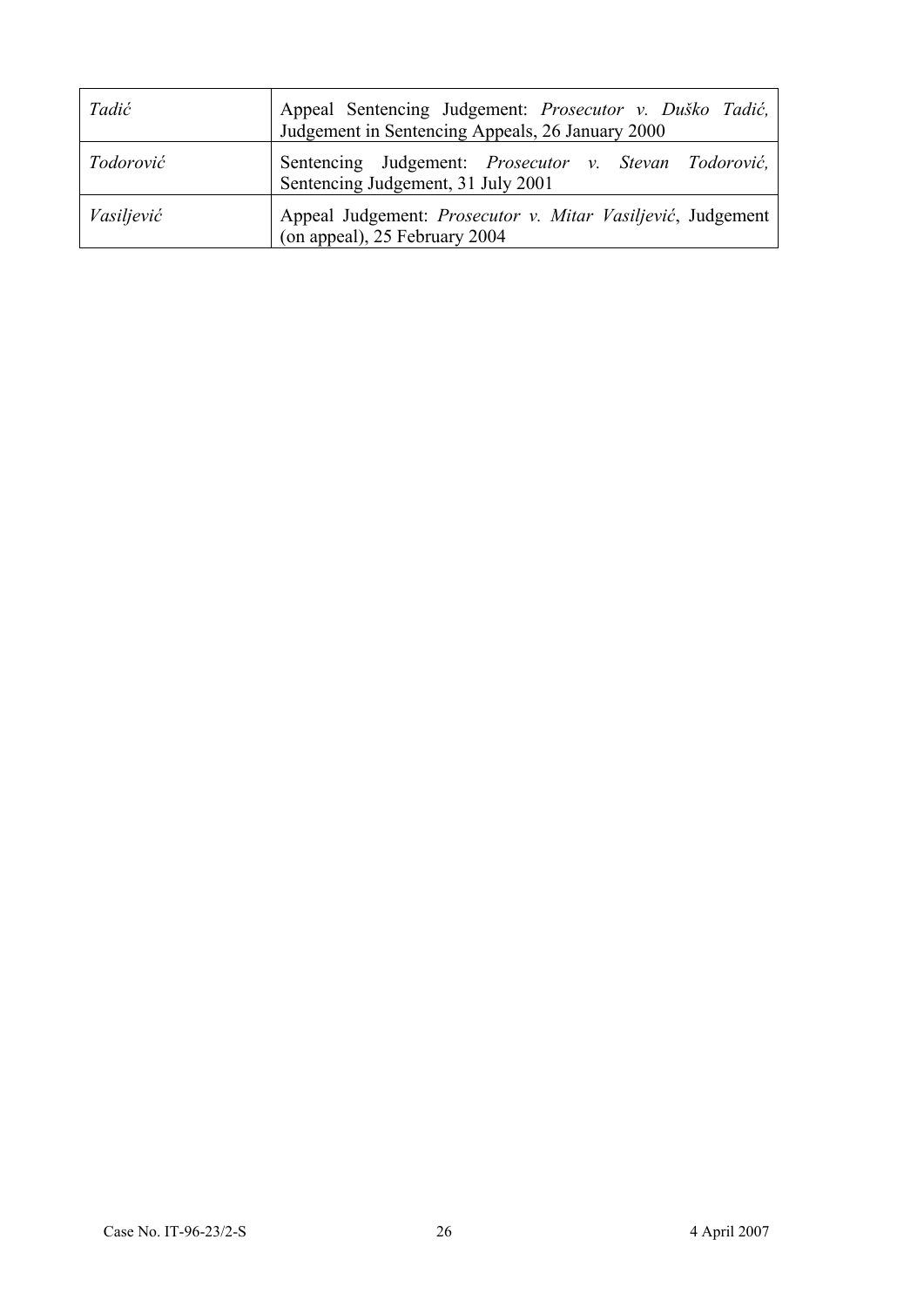| | |
|---|---|
| *Tadić* | Appeal Sentencing Judgement: *Prosecutor v. Duško Tadić,* Judgement in Sentencing Appeals, 26 January 2000 |
| *Todorović* | Sentencing Judgement: *Prosecutor v. Stevan Todorović,* Sentencing Judgement, 31 July 2001 |
| *Vasiljević* | Appeal Judgement: *Prosecutor v. Mitar Vasiljević*, Judgement (on appeal), 25 February 2004 |